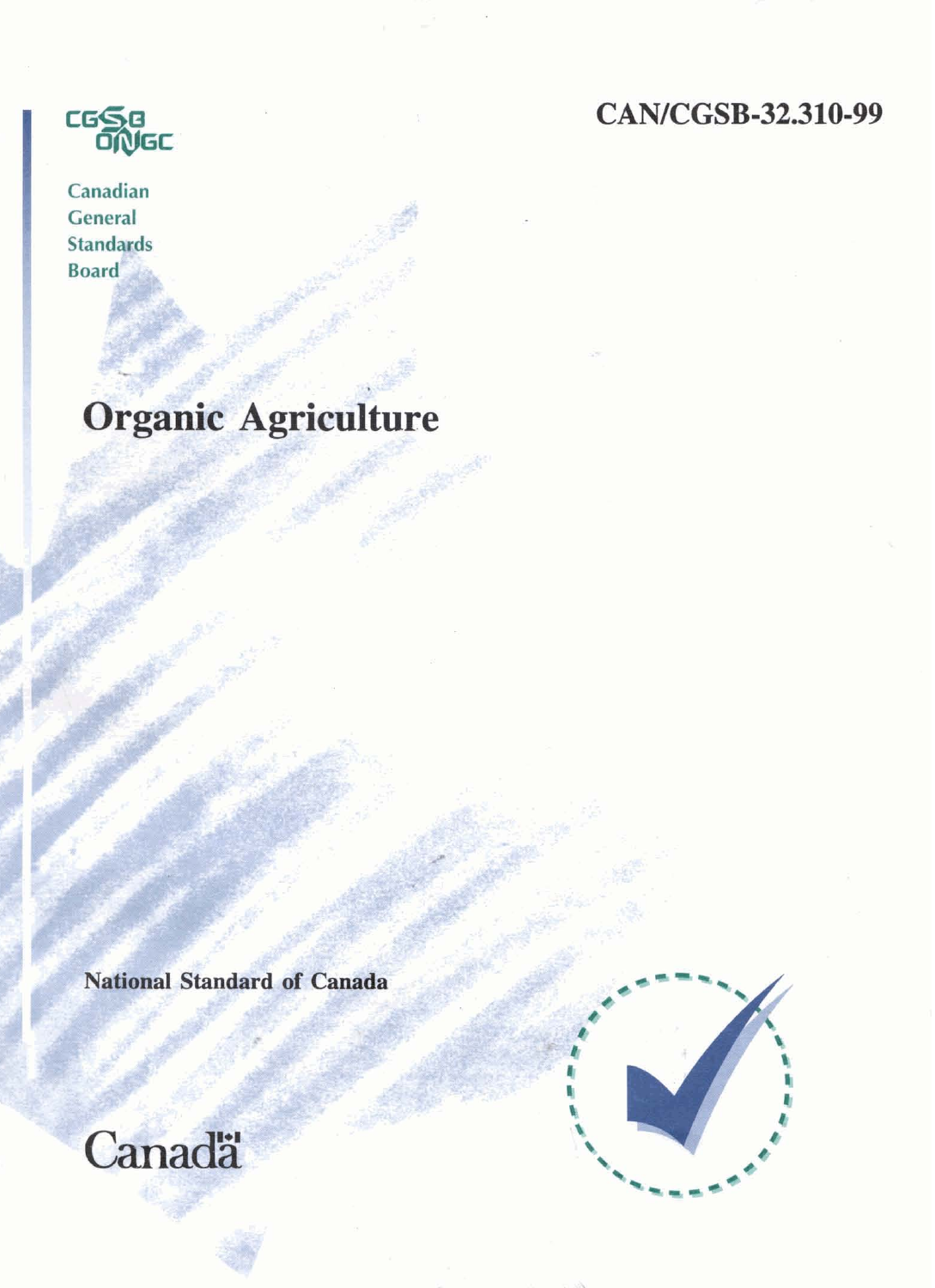CGSB
ONGC

Canadian
General
Standards
Board

CAN/CGSB-32.310-99

# Organic Agriculture

**National Standard of Canada**

Canadä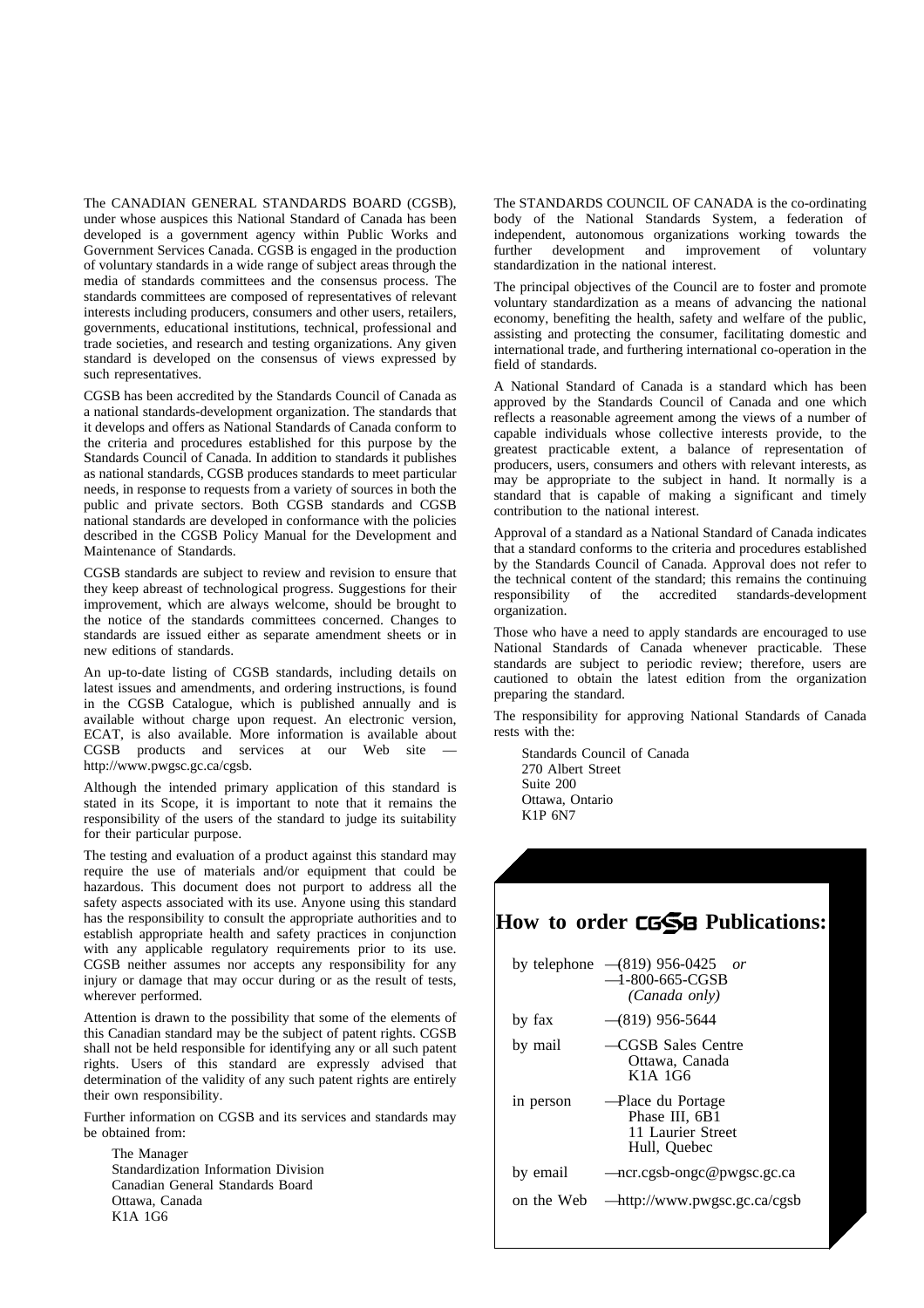The CANADIAN GENERAL STANDARDS BOARD (CGSB), under whose auspices this National Standard of Canada has been developed is a government agency within Public Works and Government Services Canada. CGSB is engaged in the production of voluntary standards in a wide range of subject areas through the media of standards committees and the consensus process. The standards committees are composed of representatives of relevant interests including producers, consumers and other users, retailers, governments, educational institutions, technical, professional and trade societies, and research and testing organizations. Any given standard is developed on the consensus of views expressed by such representatives.

CGSB has been accredited by the Standards Council of Canada as a national standards-development organization. The standards that it develops and offers as National Standards of Canada conform to the criteria and procedures established for this purpose by the Standards Council of Canada. In addition to standards it publishes as national standards, CGSB produces standards to meet particular needs, in response to requests from a variety of sources in both the public and private sectors. Both CGSB standards and CGSB national standards are developed in conformance with the policies described in the CGSB Policy Manual for the Development and Maintenance of Standards.

CGSB standards are subject to review and revision to ensure that they keep abreast of technological progress. Suggestions for their improvement, which are always welcome, should be brought to the notice of the standards committees concerned. Changes to standards are issued either as separate amendment sheets or in new editions of standards.

An up-to-date listing of CGSB standards, including details on latest issues and amendments, and ordering instructions, is found in the CGSB Catalogue, which is published annually and is available without charge upon request. An electronic version, ECAT, is also available. More information is available about CGSB products and services at our Web site — http://www.pwgsc.gc.ca/cgsb.

Although the intended primary application of this standard is stated in its Scope, it is important to note that it remains the responsibility of the users of the standard to judge its suitability for their particular purpose.

The testing and evaluation of a product against this standard may require the use of materials and/or equipment that could be hazardous. This document does not purport to address all the safety aspects associated with its use. Anyone using this standard has the responsibility to consult the appropriate authorities and to establish appropriate health and safety practices in conjunction with any applicable regulatory requirements prior to its use. CGSB neither assumes nor accepts any responsibility for any injury or damage that may occur during or as the result of tests, wherever performed.

Attention is drawn to the possibility that some of the elements of this Canadian standard may be the subject of patent rights. CGSB shall not be held responsible for identifying any or all such patent rights. Users of this standard are expressly advised that determination of the validity of any such patent rights are entirely their own responsibility.

Further information on CGSB and its services and standards may be obtained from:

The Manager  
Standardization Information Division  
Canadian General Standards Board  
Ottawa, Canada  
K1A 1G6

The STANDARDS COUNCIL OF CANADA is the co-ordinating body of the National Standards System, a federation of independent, autonomous organizations working towards the further development and improvement of voluntary standardization in the national interest.

The principal objectives of the Council are to foster and promote voluntary standardization as a means of advancing the national economy, benefiting the health, safety and welfare of the public, assisting and protecting the consumer, facilitating domestic and international trade, and furthering international co-operation in the field of standards.

A National Standard of Canada is a standard which has been approved by the Standards Council of Canada and one which reflects a reasonable agreement among the views of a number of capable individuals whose collective interests provide, to the greatest practicable extent, a balance of representation of producers, users, consumers and others with relevant interests, as may be appropriate to the subject in hand. It normally is a standard that is capable of making a significant and timely contribution to the national interest.

Approval of a standard as a National Standard of Canada indicates that a standard conforms to the criteria and procedures established by the Standards Council of Canada. Approval does not refer to the technical content of the standard; this remains the continuing responsibility of the accredited standards-development organization.

Those who have a need to apply standards are encouraged to use National Standards of Canada whenever practicable. These standards are subject to periodic review; therefore, users are cautioned to obtain the latest edition from the organization preparing the standard.

The responsibility for approving National Standards of Canada rests with the:

Standards Council of Canada  
270 Albert Street  
Suite 200  
Ottawa, Ontario  
K1P 6N7

## How to order CGSB Publications:

by telephone — (819) 956-0425 *or*  
— 1-800-665-CGSB *(Canada only)*

by fax — (819) 956-5644

by mail — CGSB Sales Centre  
Ottawa, Canada  
K1A 1G6

in person — Place du Portage  
Phase III, 6B1  
11 Laurier Street  
Hull, Quebec

by email — ncr.cgsb-ongc@pwgsc.gc.ca

on the Web — http://www.pwgsc.gc.ca/cgsb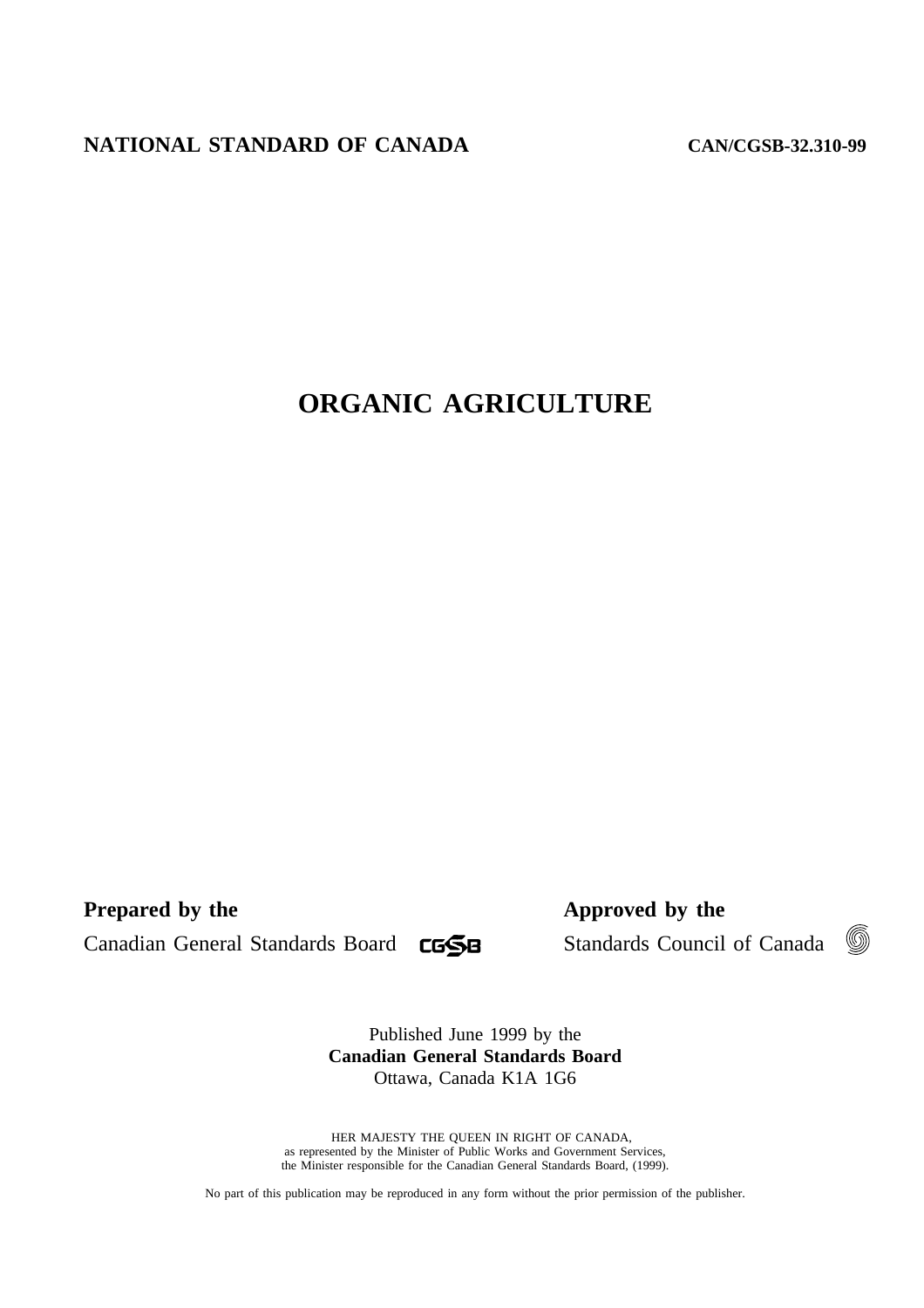**NATIONAL STANDARD OF CANADA** **CAN/CGSB-32.310-99**

# ORGANIC AGRICULTURE

**Prepared by the**
Canadian General Standards Board

**Approved by the**
Standards Council of Canada

Published June 1999 by the
**Canadian General Standards Board**
Ottawa, Canada K1A 1G6

HER MAJESTY THE QUEEN IN RIGHT OF CANADA,
as represented by the Minister of Public Works and Government Services,
the Minister responsible for the Canadian General Standards Board, (1999).

No part of this publication may be reproduced in any form without the prior permission of the publisher.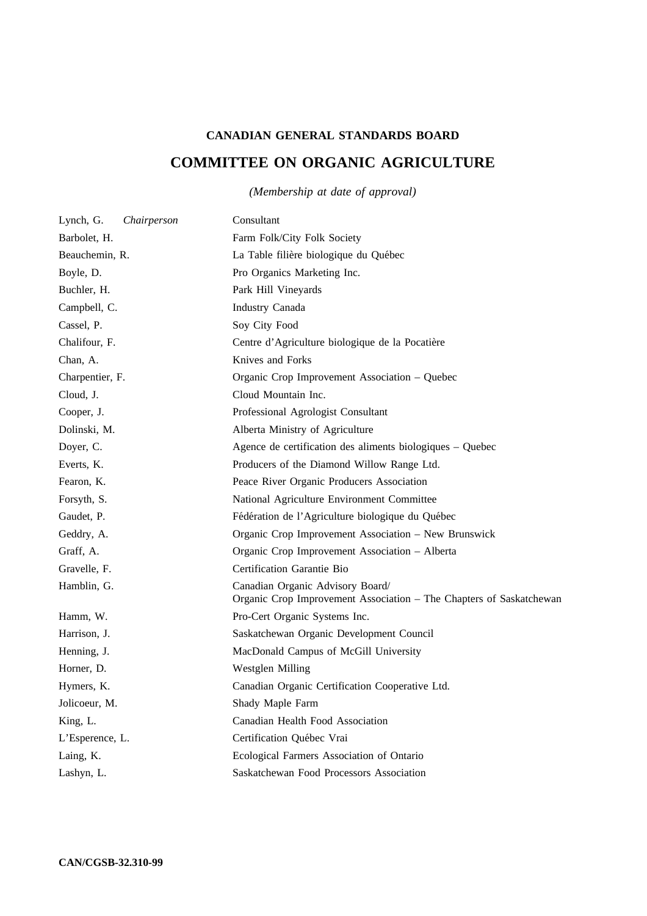**CANADIAN GENERAL STANDARDS BOARD**

## COMMITTEE ON ORGANIC AGRICULTURE

*(Membership at date of approval)*

| | |
|---|---|
| Lynch, G. *Chairperson* | Consultant |
| Barbolet, H. | Farm Folk/City Folk Society |
| Beauchemin, R. | La Table filière biologique du Québec |
| Boyle, D. | Pro Organics Marketing Inc. |
| Buchler, H. | Park Hill Vineyards |
| Campbell, C. | Industry Canada |
| Cassel, P. | Soy City Food |
| Chalifour, F. | Centre d'Agriculture biologique de la Pocatière |
| Chan, A. | Knives and Forks |
| Charpentier, F. | Organic Crop Improvement Association – Quebec |
| Cloud, J. | Cloud Mountain Inc. |
| Cooper, J. | Professional Agrologist Consultant |
| Dolinski, M. | Alberta Ministry of Agriculture |
| Doyer, C. | Agence de certification des aliments biologiques – Quebec |
| Everts, K. | Producers of the Diamond Willow Range Ltd. |
| Fearon, K. | Peace River Organic Producers Association |
| Forsyth, S. | National Agriculture Environment Committee |
| Gaudet, P. | Fédération de l'Agriculture biologique du Québec |
| Geddry, A. | Organic Crop Improvement Association – New Brunswick |
| Graff, A. | Organic Crop Improvement Association – Alberta |
| Gravelle, F. | Certification Garantie Bio |
| Hamblin, G. | Canadian Organic Advisory Board/ Organic Crop Improvement Association – The Chapters of Saskatchewan |
| Hamm, W. | Pro-Cert Organic Systems Inc. |
| Harrison, J. | Saskatchewan Organic Development Council |
| Henning, J. | MacDonald Campus of McGill University |
| Horner, D. | Westglen Milling |
| Hymers, K. | Canadian Organic Certification Cooperative Ltd. |
| Jolicoeur, M. | Shady Maple Farm |
| King, L. | Canadian Health Food Association |
| L'Esperence, L. | Certification Québec Vrai |
| Laing, K. | Ecological Farmers Association of Ontario |
| Lashyn, L. | Saskatchewan Food Processors Association |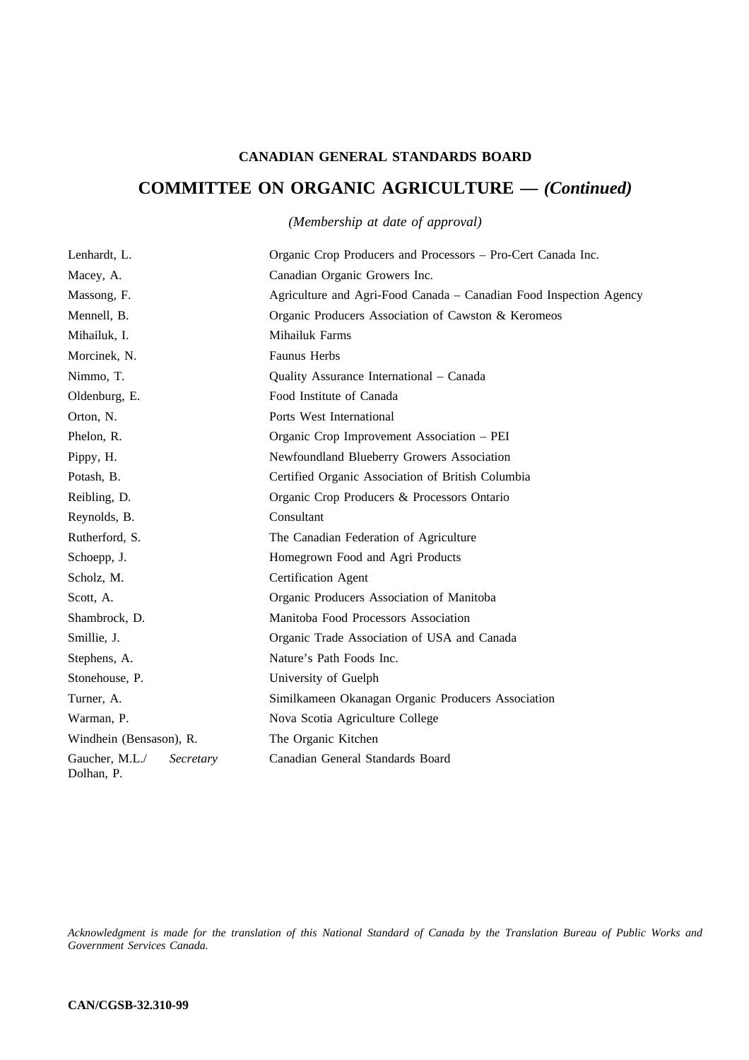**CANADIAN GENERAL STANDARDS BOARD**

## COMMITTEE ON ORGANIC AGRICULTURE — *(Continued)*

*(Membership at date of approval)*

| | |
|---|---|
| Lenhardt, L. | Organic Crop Producers and Processors – Pro-Cert Canada Inc. |
| Macey, A. | Canadian Organic Growers Inc. |
| Massong, F. | Agriculture and Agri-Food Canada – Canadian Food Inspection Agency |
| Mennell, B. | Organic Producers Association of Cawston & Keromeos |
| Mihailuk, I. | Mihailuk Farms |
| Morcinek, N. | Faunus Herbs |
| Nimmo, T. | Quality Assurance International – Canada |
| Oldenburg, E. | Food Institute of Canada |
| Orton, N. | Ports West International |
| Phelon, R. | Organic Crop Improvement Association – PEI |
| Pippy, H. | Newfoundland Blueberry Growers Association |
| Potash, B. | Certified Organic Association of British Columbia |
| Reibling, D. | Organic Crop Producers & Processors Ontario |
| Reynolds, B. | Consultant |
| Rutherford, S. | The Canadian Federation of Agriculture |
| Schoepp, J. | Homegrown Food and Agri Products |
| Scholz, M. | Certification Agent |
| Scott, A. | Organic Producers Association of Manitoba |
| Shambrock, D. | Manitoba Food Processors Association |
| Smillie, J. | Organic Trade Association of USA and Canada |
| Stephens, A. | Nature's Path Foods Inc. |
| Stonehouse, P. | University of Guelph |
| Turner, A. | Similkameen Okanagan Organic Producers Association |
| Warman, P. | Nova Scotia Agriculture College |
| Windhein (Bensason), R. | The Organic Kitchen |
| Gaucher, M.L./ Dolhan, P. *Secretary* | Canadian General Standards Board |

*Acknowledgment is made for the translation of this National Standard of Canada by the Translation Bureau of Public Works and Government Services Canada.*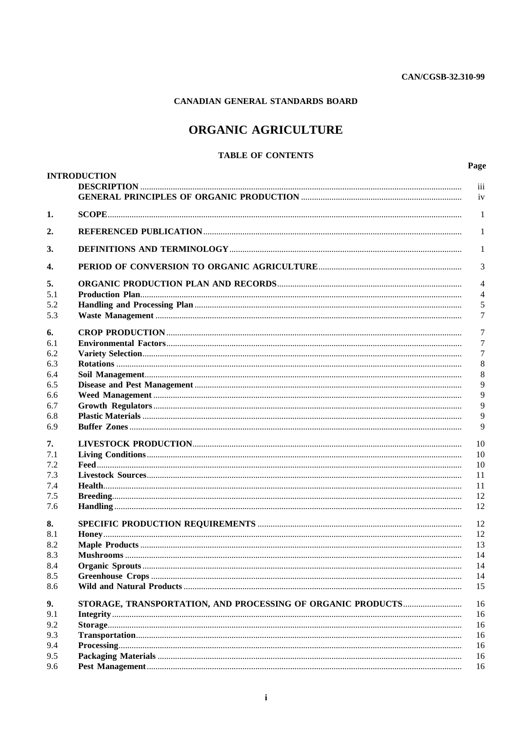CAN/CGSB-32.310-99

CANADIAN GENERAL STANDARDS BOARD

# ORGANIC AGRICULTURE

## TABLE OF CONTENTS

| | | Page |
|---|---|---|
| | **INTRODUCTION** | |
| | **DESCRIPTION** | iii |
| | **GENERAL PRINCIPLES OF ORGANIC PRODUCTION** | iv |
| **1.** | **SCOPE** | 1 |
| **2.** | **REFERENCED PUBLICATION** | 1 |
| **3.** | **DEFINITIONS AND TERMINOLOGY** | 1 |
| **4.** | **PERIOD OF CONVERSION TO ORGANIC AGRICULTURE** | 3 |
| **5.** | **ORGANIC PRODUCTION PLAN AND RECORDS** | 4 |
| 5.1 | **Production Plan** | 4 |
| 5.2 | **Handling and Processing Plan** | 5 |
| 5.3 | **Waste Management** | 7 |
| **6.** | **CROP PRODUCTION** | 7 |
| 6.1 | **Environmental Factors** | 7 |
| 6.2 | **Variety Selection** | 7 |
| 6.3 | **Rotations** | 8 |
| 6.4 | **Soil Management** | 8 |
| 6.5 | **Disease and Pest Management** | 9 |
| 6.6 | **Weed Management** | 9 |
| 6.7 | **Growth Regulators** | 9 |
| 6.8 | **Plastic Materials** | 9 |
| 6.9 | **Buffer Zones** | 9 |
| **7.** | **LIVESTOCK PRODUCTION** | 10 |
| 7.1 | **Living Conditions** | 10 |
| 7.2 | **Feed** | 10 |
| 7.3 | **Livestock Sources** | 11 |
| 7.4 | **Health** | 11 |
| 7.5 | **Breeding** | 12 |
| 7.6 | **Handling** | 12 |
| **8.** | **SPECIFIC PRODUCTION REQUIREMENTS** | 12 |
| 8.1 | **Honey** | 12 |
| 8.2 | **Maple Products** | 13 |
| 8.3 | **Mushrooms** | 14 |
| 8.4 | **Organic Sprouts** | 14 |
| 8.5 | **Greenhouse Crops** | 14 |
| 8.6 | **Wild and Natural Products** | 15 |
| **9.** | **STORAGE, TRANSPORTATION, AND PROCESSING OF ORGANIC PRODUCTS** | 16 |
| 9.1 | **Integrity** | 16 |
| 9.2 | **Storage** | 16 |
| 9.3 | **Transportation** | 16 |
| 9.4 | **Processing** | 16 |
| 9.5 | **Packaging Materials** | 16 |
| 9.6 | **Pest Management** | 16 |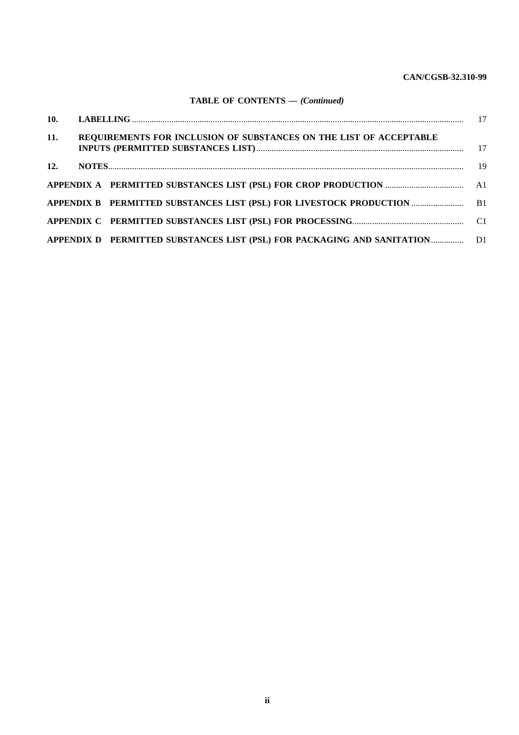## TABLE OF CONTENTS — *(Continued)*

| | | |
|---|---|---|
| **10.** | **LABELLING** | 17 |
| **11.** | **REQUIREMENTS FOR INCLUSION OF SUBSTANCES ON THE LIST OF ACCEPTABLE INPUTS (PERMITTED SUBSTANCES LIST)** | 17 |
| **12.** | **NOTES** | 19 |
| **APPENDIX A** | **PERMITTED SUBSTANCES LIST (PSL) FOR CROP PRODUCTION** | A1 |
| **APPENDIX B** | **PERMITTED SUBSTANCES LIST (PSL) FOR LIVESTOCK PRODUCTION** | B1 |
| **APPENDIX C** | **PERMITTED SUBSTANCES LIST (PSL) FOR PROCESSING** | C1 |
| **APPENDIX D** | **PERMITTED SUBSTANCES LIST (PSL) FOR PACKAGING AND SANITATION** | D1 |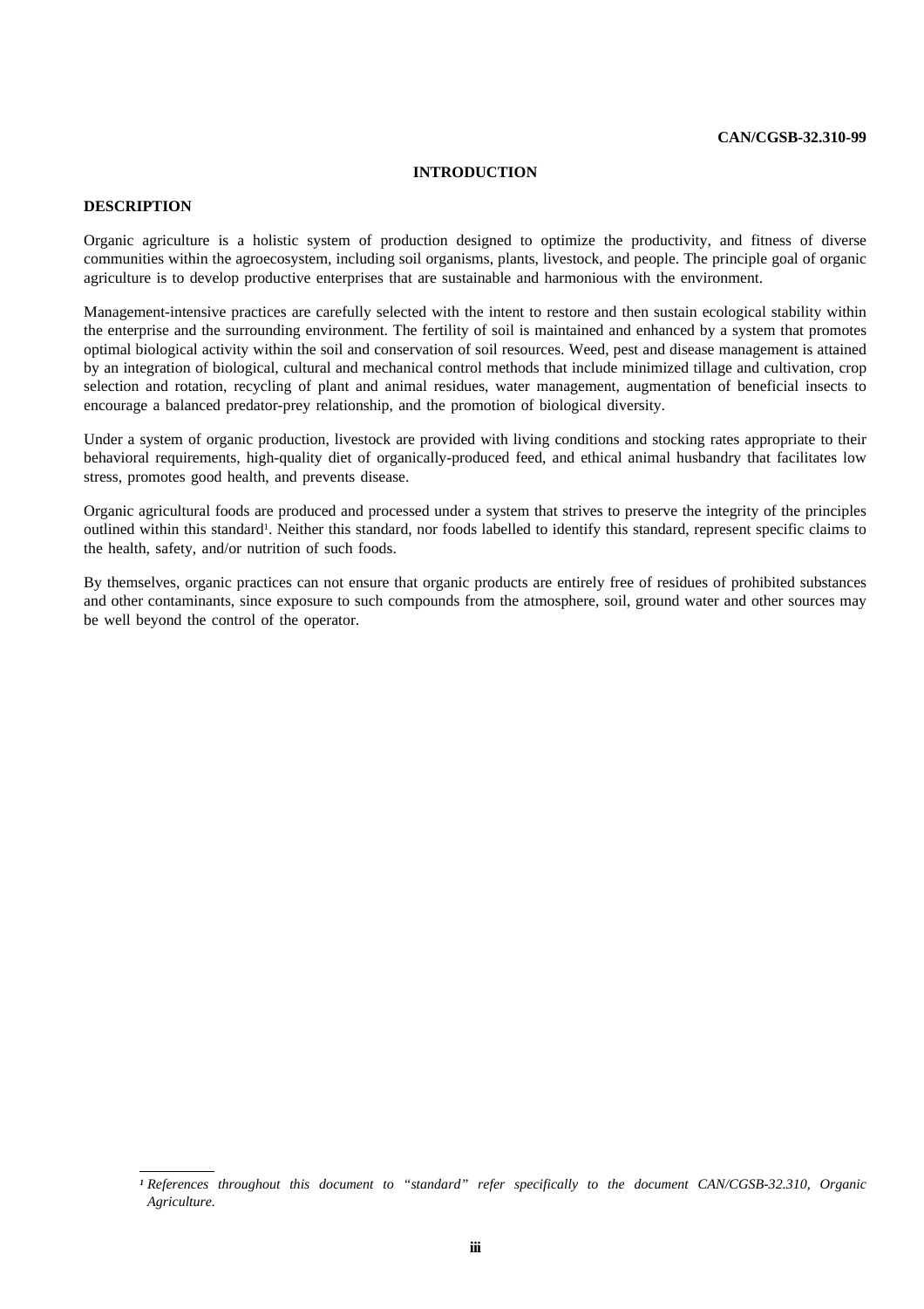# INTRODUCTION

## DESCRIPTION

Organic agriculture is a holistic system of production designed to optimize the productivity, and fitness of diverse communities within the agroecosystem, including soil organisms, plants, livestock, and people. The principle goal of organic agriculture is to develop productive enterprises that are sustainable and harmonious with the environment.

Management-intensive practices are carefully selected with the intent to restore and then sustain ecological stability within the enterprise and the surrounding environment. The fertility of soil is maintained and enhanced by a system that promotes optimal biological activity within the soil and conservation of soil resources. Weed, pest and disease management is attained by an integration of biological, cultural and mechanical control methods that include minimized tillage and cultivation, crop selection and rotation, recycling of plant and animal residues, water management, augmentation of beneficial insects to encourage a balanced predator-prey relationship, and the promotion of biological diversity.

Under a system of organic production, livestock are provided with living conditions and stocking rates appropriate to their behavioral requirements, high-quality diet of organically-produced feed, and ethical animal husbandry that facilitates low stress, promotes good health, and prevents disease.

Organic agricultural foods are produced and processed under a system that strives to preserve the integrity of the principles outlined within this standard[1]. Neither this standard, nor foods labelled to identify this standard, represent specific claims to the health, safety, and/or nutrition of such foods.

By themselves, organic practices can not ensure that organic products are entirely free of residues of prohibited substances and other contaminants, since exposure to such compounds from the atmosphere, soil, ground water and other sources may be well beyond the control of the operator.

---

[1] *References throughout this document to "standard" refer specifically to the document CAN/CGSB-32.310, Organic Agriculture.*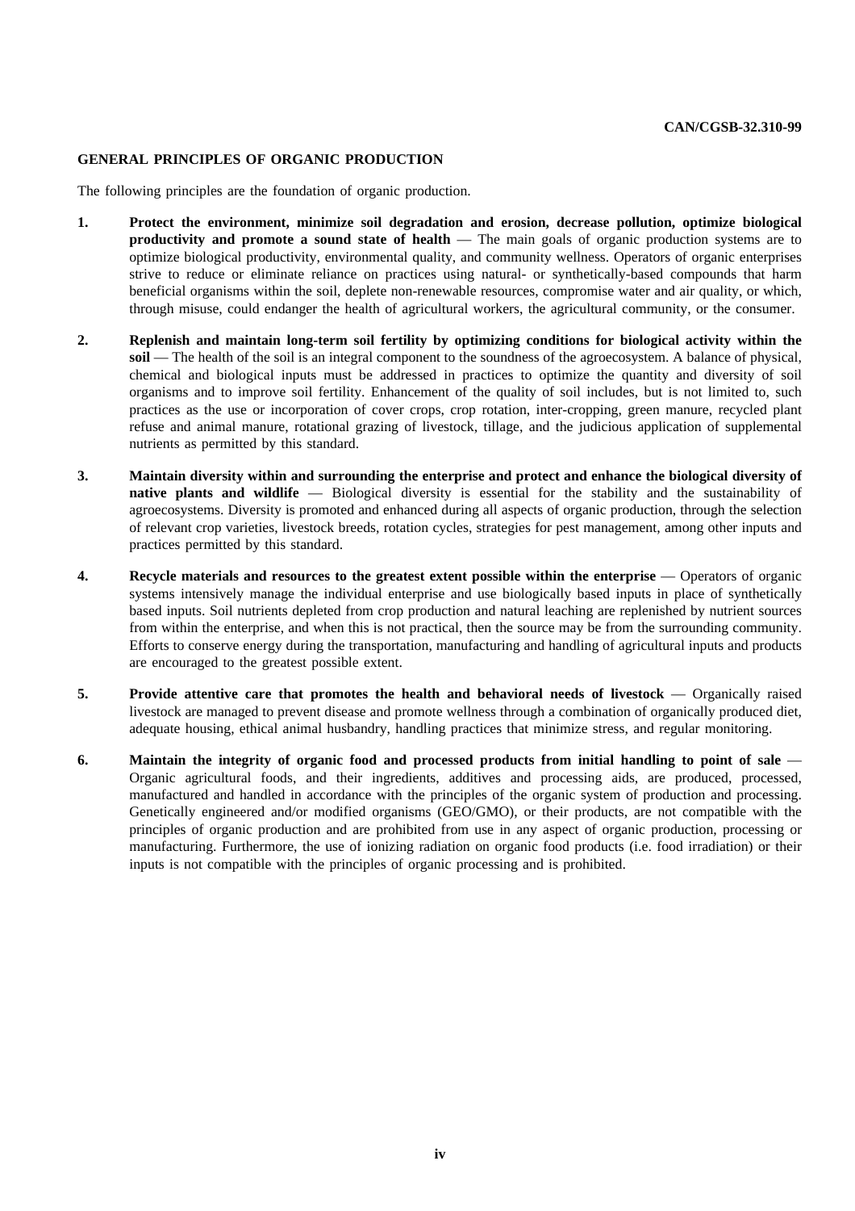## GENERAL PRINCIPLES OF ORGANIC PRODUCTION

The following principles are the foundation of organic production.

1. **Protect the environment, minimize soil degradation and erosion, decrease pollution, optimize biological productivity and promote a sound state of health** — The main goals of organic production systems are to optimize biological productivity, environmental quality, and community wellness. Operators of organic enterprises strive to reduce or eliminate reliance on practices using natural- or synthetically-based compounds that harm beneficial organisms within the soil, deplete non-renewable resources, compromise water and air quality, or which, through misuse, could endanger the health of agricultural workers, the agricultural community, or the consumer.

2. **Replenish and maintain long-term soil fertility by optimizing conditions for biological activity within the soil** — The health of the soil is an integral component to the soundness of the agroecosystem. A balance of physical, chemical and biological inputs must be addressed in practices to optimize the quantity and diversity of soil organisms and to improve soil fertility. Enhancement of the quality of soil includes, but is not limited to, such practices as the use or incorporation of cover crops, crop rotation, inter-cropping, green manure, recycled plant refuse and animal manure, rotational grazing of livestock, tillage, and the judicious application of supplemental nutrients as permitted by this standard.

3. **Maintain diversity within and surrounding the enterprise and protect and enhance the biological diversity of native plants and wildlife** — Biological diversity is essential for the stability and the sustainability of agroecosystems. Diversity is promoted and enhanced during all aspects of organic production, through the selection of relevant crop varieties, livestock breeds, rotation cycles, strategies for pest management, among other inputs and practices permitted by this standard.

4. **Recycle materials and resources to the greatest extent possible within the enterprise** — Operators of organic systems intensively manage the individual enterprise and use biologically based inputs in place of synthetically based inputs. Soil nutrients depleted from crop production and natural leaching are replenished by nutrient sources from within the enterprise, and when this is not practical, then the source may be from the surrounding community. Efforts to conserve energy during the transportation, manufacturing and handling of agricultural inputs and products are encouraged to the greatest possible extent.

5. **Provide attentive care that promotes the health and behavioral needs of livestock** — Organically raised livestock are managed to prevent disease and promote wellness through a combination of organically produced diet, adequate housing, ethical animal husbandry, handling practices that minimize stress, and regular monitoring.

6. **Maintain the integrity of organic food and processed products from initial handling to point of sale** — Organic agricultural foods, and their ingredients, additives and processing aids, are produced, processed, manufactured and handled in accordance with the principles of the organic system of production and processing. Genetically engineered and/or modified organisms (GEO/GMO), or their products, are not compatible with the principles of organic production and are prohibited from use in any aspect of organic production, processing or manufacturing. Furthermore, the use of ionizing radiation on organic food products (i.e. food irradiation) or their inputs is not compatible with the principles of organic processing and is prohibited.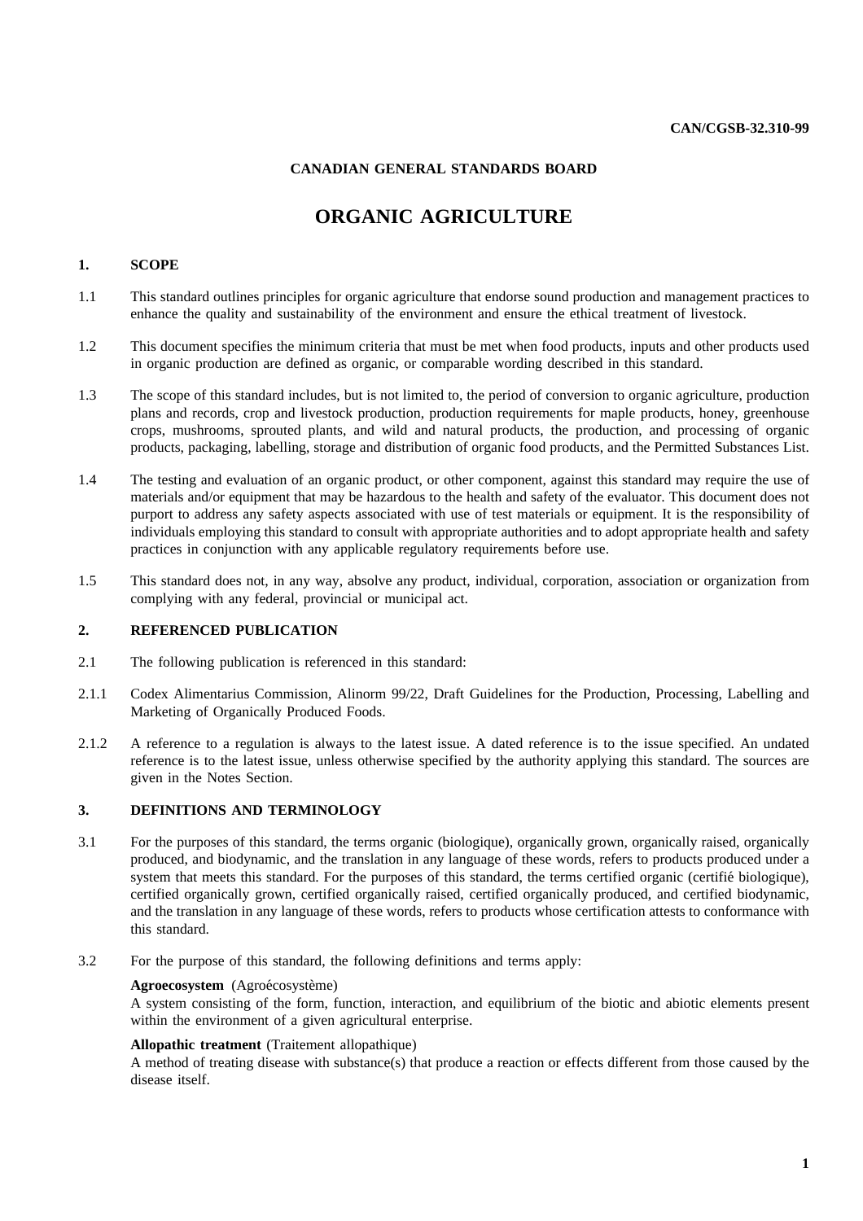**CAN/CGSB-32.310-99**

**CANADIAN GENERAL STANDARDS BOARD**

# ORGANIC AGRICULTURE

## 1. SCOPE

1.1 This standard outlines principles for organic agriculture that endorse sound production and management practices to enhance the quality and sustainability of the environment and ensure the ethical treatment of livestock.

1.2 This document specifies the minimum criteria that must be met when food products, inputs and other products used in organic production are defined as organic, or comparable wording described in this standard.

1.3 The scope of this standard includes, but is not limited to, the period of conversion to organic agriculture, production plans and records, crop and livestock production, production requirements for maple products, honey, greenhouse crops, mushrooms, sprouted plants, and wild and natural products, the production, and processing of organic products, packaging, labelling, storage and distribution of organic food products, and the Permitted Substances List.

1.4 The testing and evaluation of an organic product, or other component, against this standard may require the use of materials and/or equipment that may be hazardous to the health and safety of the evaluator. This document does not purport to address any safety aspects associated with use of test materials or equipment. It is the responsibility of individuals employing this standard to consult with appropriate authorities and to adopt appropriate health and safety practices in conjunction with any applicable regulatory requirements before use.

1.5 This standard does not, in any way, absolve any product, individual, corporation, association or organization from complying with any federal, provincial or municipal act.

## 2. REFERENCED PUBLICATION

2.1 The following publication is referenced in this standard:

2.1.1 Codex Alimentarius Commission, Alinorm 99/22, Draft Guidelines for the Production, Processing, Labelling and Marketing of Organically Produced Foods.

2.1.2 A reference to a regulation is always to the latest issue. A dated reference is to the issue specified. An undated reference is to the latest issue, unless otherwise specified by the authority applying this standard. The sources are given in the Notes Section.

## 3. DEFINITIONS AND TERMINOLOGY

3.1 For the purposes of this standard, the terms organic (biologique), organically grown, organically raised, organically produced, and biodynamic, and the translation in any language of these words, refers to products produced under a system that meets this standard. For the purposes of this standard, the terms certified organic (certifié biologique), certified organically grown, certified organically raised, certified organically produced, and certified biodynamic, and the translation in any language of these words, refers to products whose certification attests to conformance with this standard.

3.2 For the purpose of this standard, the following definitions and terms apply:

**Agroecosystem** (Agroécosystème)
A system consisting of the form, function, interaction, and equilibrium of the biotic and abiotic elements present within the environment of a given agricultural enterprise.

**Allopathic treatment** (Traitement allopathique)
A method of treating disease with substance(s) that produce a reaction or effects different from those caused by the disease itself.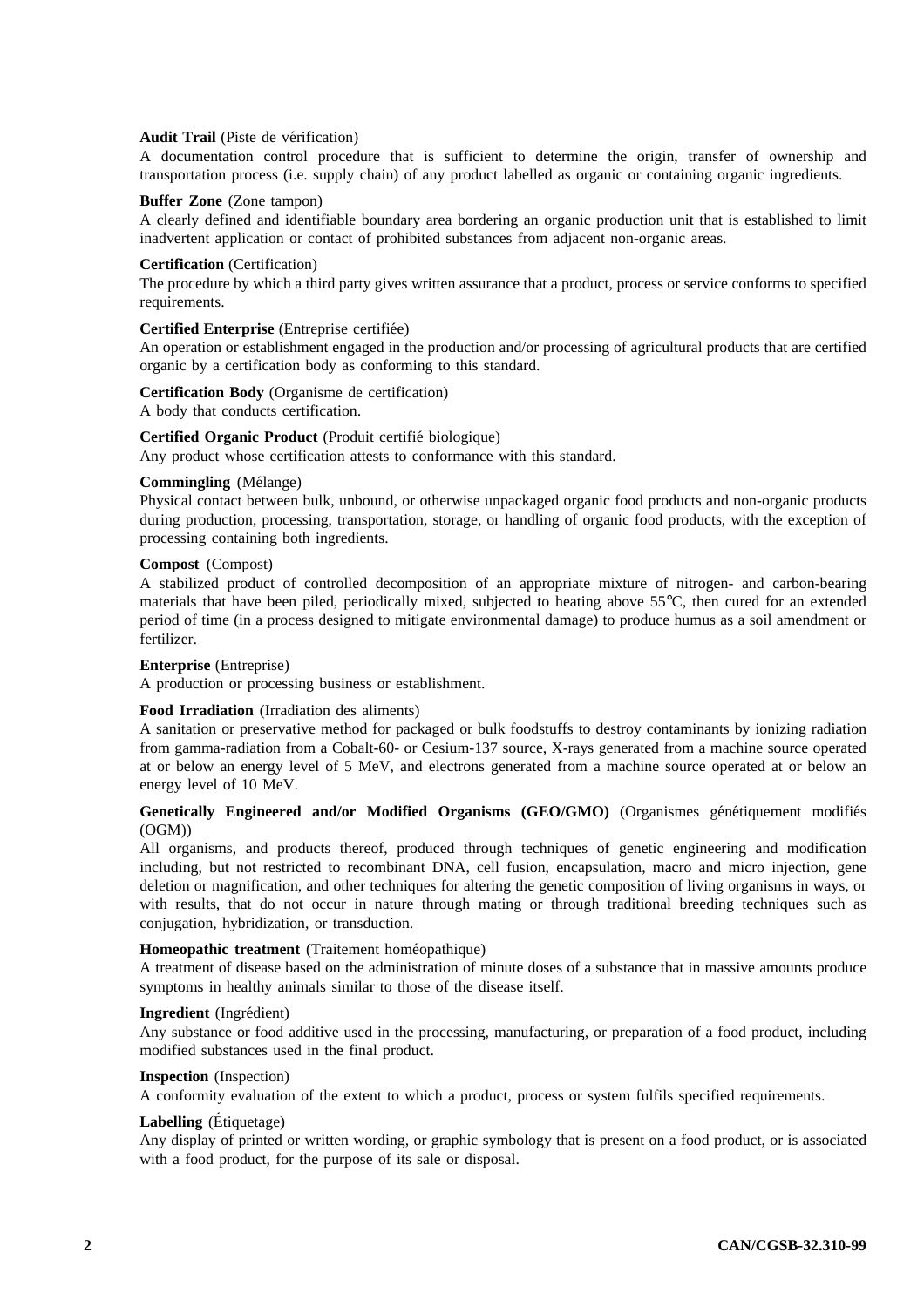**Audit Trail** (Piste de vérification)

A documentation control procedure that is sufficient to determine the origin, transfer of ownership and transportation process (i.e. supply chain) of any product labelled as organic or containing organic ingredients.

**Buffer Zone** (Zone tampon)

A clearly defined and identifiable boundary area bordering an organic production unit that is established to limit inadvertent application or contact of prohibited substances from adjacent non-organic areas.

**Certification** (Certification)

The procedure by which a third party gives written assurance that a product, process or service conforms to specified requirements.

**Certified Enterprise** (Entreprise certifiée)

An operation or establishment engaged in the production and/or processing of agricultural products that are certified organic by a certification body as conforming to this standard.

**Certification Body** (Organisme de certification)

A body that conducts certification.

**Certified Organic Product** (Produit certifié biologique)

Any product whose certification attests to conformance with this standard.

**Commingling** (Mélange)

Physical contact between bulk, unbound, or otherwise unpackaged organic food products and non-organic products during production, processing, transportation, storage, or handling of organic food products, with the exception of processing containing both ingredients.

**Compost** (Compost)

A stabilized product of controlled decomposition of an appropriate mixture of nitrogen- and carbon-bearing materials that have been piled, periodically mixed, subjected to heating above 55°C, then cured for an extended period of time (in a process designed to mitigate environmental damage) to produce humus as a soil amendment or fertilizer.

**Enterprise** (Entreprise)

A production or processing business or establishment.

**Food Irradiation** (Irradiation des aliments)

A sanitation or preservative method for packaged or bulk foodstuffs to destroy contaminants by ionizing radiation from gamma-radiation from a Cobalt-60- or Cesium-137 source, X-rays generated from a machine source operated at or below an energy level of 5 MeV, and electrons generated from a machine source operated at or below an energy level of 10 MeV.

**Genetically Engineered and/or Modified Organisms (GEO/GMO)** (Organismes génétiquement modifiés (OGM))

All organisms, and products thereof, produced through techniques of genetic engineering and modification including, but not restricted to recombinant DNA, cell fusion, encapsulation, macro and micro injection, gene deletion or magnification, and other techniques for altering the genetic composition of living organisms in ways, or with results, that do not occur in nature through mating or through traditional breeding techniques such as conjugation, hybridization, or transduction.

**Homeopathic treatment** (Traitement homéopathique)

A treatment of disease based on the administration of minute doses of a substance that in massive amounts produce symptoms in healthy animals similar to those of the disease itself.

**Ingredient** (Ingrédient)

Any substance or food additive used in the processing, manufacturing, or preparation of a food product, including modified substances used in the final product.

**Inspection** (Inspection)

A conformity evaluation of the extent to which a product, process or system fulfils specified requirements.

**Labelling** (Étiquetage)

Any display of printed or written wording, or graphic symbology that is present on a food product, or is associated with a food product, for the purpose of its sale or disposal.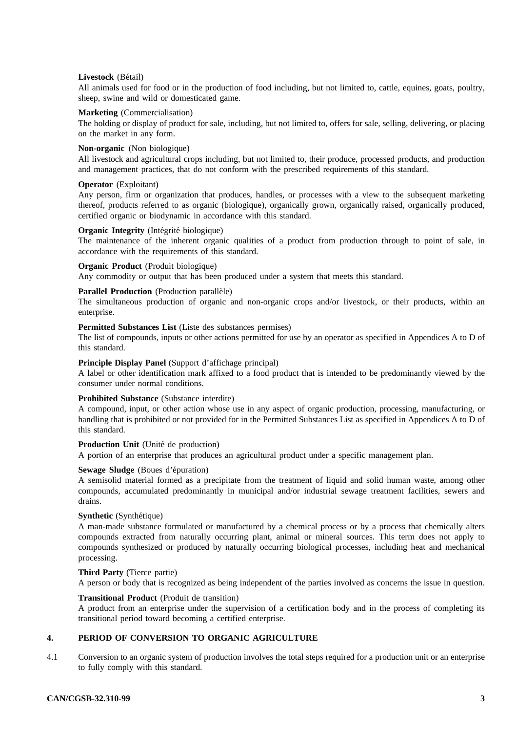**Livestock** (Bétail)
All animals used for food or in the production of food including, but not limited to, cattle, equines, goats, poultry, sheep, swine and wild or domesticated game.

**Marketing** (Commercialisation)
The holding or display of product for sale, including, but not limited to, offers for sale, selling, delivering, or placing on the market in any form.

**Non-organic** (Non biologique)
All livestock and agricultural crops including, but not limited to, their produce, processed products, and production and management practices, that do not conform with the prescribed requirements of this standard.

**Operator** (Exploitant)
Any person, firm or organization that produces, handles, or processes with a view to the subsequent marketing thereof, products referred to as organic (biologique), organically grown, organically raised, organically produced, certified organic or biodynamic in accordance with this standard.

**Organic Integrity** (Intégrité biologique)
The maintenance of the inherent organic qualities of a product from production through to point of sale, in accordance with the requirements of this standard.

**Organic Product** (Produit biologique)
Any commodity or output that has been produced under a system that meets this standard.

**Parallel Production** (Production parallèle)
The simultaneous production of organic and non-organic crops and/or livestock, or their products, within an enterprise.

**Permitted Substances List** (Liste des substances permises)
The list of compounds, inputs or other actions permitted for use by an operator as specified in Appendices A to D of this standard.

**Principle Display Panel** (Support d'affichage principal)
A label or other identification mark affixed to a food product that is intended to be predominantly viewed by the consumer under normal conditions.

**Prohibited Substance** (Substance interdite)
A compound, input, or other action whose use in any aspect of organic production, processing, manufacturing, or handling that is prohibited or not provided for in the Permitted Substances List as specified in Appendices A to D of this standard.

**Production Unit** (Unité de production)
A portion of an enterprise that produces an agricultural product under a specific management plan.

**Sewage Sludge** (Boues d'épuration)
A semisolid material formed as a precipitate from the treatment of liquid and solid human waste, among other compounds, accumulated predominantly in municipal and/or industrial sewage treatment facilities, sewers and drains.

**Synthetic** (Synthétique)
A man-made substance formulated or manufactured by a chemical process or by a process that chemically alters compounds extracted from naturally occurring plant, animal or mineral sources. This term does not apply to compounds synthesized or produced by naturally occurring biological processes, including heat and mechanical processing.

**Third Party** (Tierce partie)
A person or body that is recognized as being independent of the parties involved as concerns the issue in question.

**Transitional Product** (Produit de transition)
A product from an enterprise under the supervision of a certification body and in the process of completing its transitional period toward becoming a certified enterprise.

## 4. PERIOD OF CONVERSION TO ORGANIC AGRICULTURE

4.1 Conversion to an organic system of production involves the total steps required for a production unit or an enterprise to fully comply with this standard.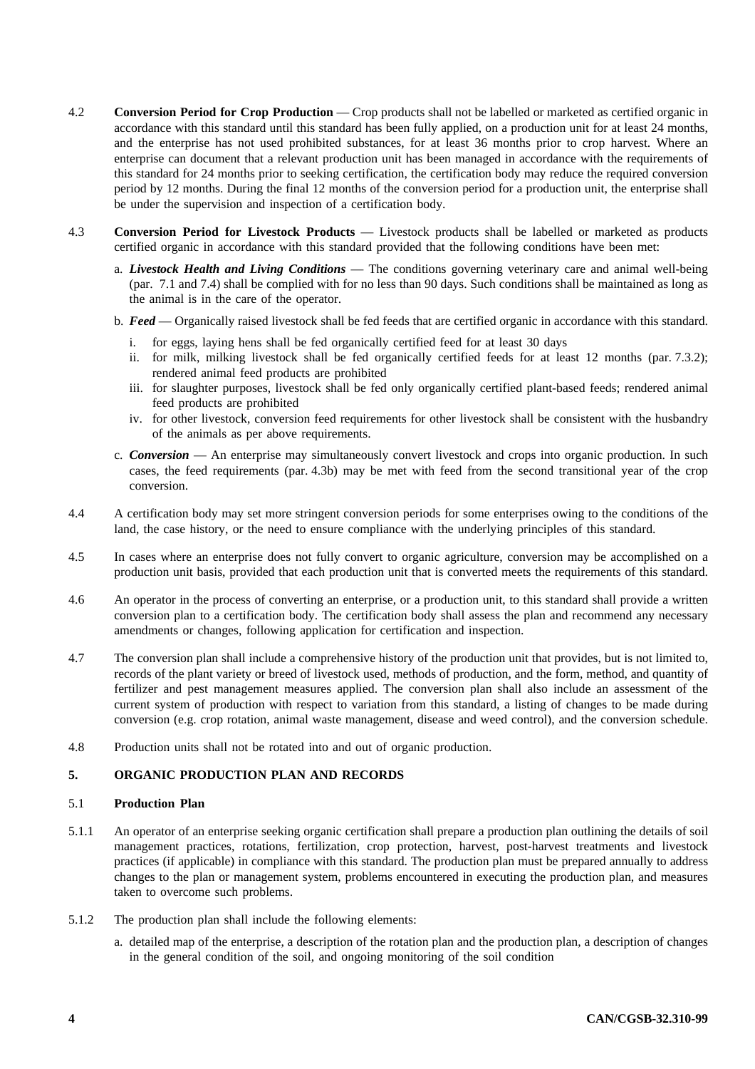4.2 **Conversion Period for Crop Production** — Crop products shall not be labelled or marketed as certified organic in accordance with this standard until this standard has been fully applied, on a production unit for at least 24 months, and the enterprise has not used prohibited substances, for at least 36 months prior to crop harvest. Where an enterprise can document that a relevant production unit has been managed in accordance with the requirements of this standard for 24 months prior to seeking certification, the certification body may reduce the required conversion period by 12 months. During the final 12 months of the conversion period for a production unit, the enterprise shall be under the supervision and inspection of a certification body.

4.3 **Conversion Period for Livestock Products** — Livestock products shall be labelled or marketed as products certified organic in accordance with this standard provided that the following conditions have been met:

a. ***Livestock Health and Living Conditions*** — The conditions governing veterinary care and animal well-being (par. 7.1 and 7.4) shall be complied with for no less than 90 days. Such conditions shall be maintained as long as the animal is in the care of the operator.

b. ***Feed*** — Organically raised livestock shall be fed feeds that are certified organic in accordance with this standard.

   i. for eggs, laying hens shall be fed organically certified feed for at least 30 days
   
   ii. for milk, milking livestock shall be fed organically certified feeds for at least 12 months (par. 7.3.2); rendered animal feed products are prohibited
   
   iii. for slaughter purposes, livestock shall be fed only organically certified plant-based feeds; rendered animal feed products are prohibited
   
   iv. for other livestock, conversion feed requirements for other livestock shall be consistent with the husbandry of the animals as per above requirements.

c. ***Conversion*** — An enterprise may simultaneously convert livestock and crops into organic production. In such cases, the feed requirements (par. 4.3b) may be met with feed from the second transitional year of the crop conversion.

4.4 A certification body may set more stringent conversion periods for some enterprises owing to the conditions of the land, the case history, or the need to ensure compliance with the underlying principles of this standard.

4.5 In cases where an enterprise does not fully convert to organic agriculture, conversion may be accomplished on a production unit basis, provided that each production unit that is converted meets the requirements of this standard.

4.6 An operator in the process of converting an enterprise, or a production unit, to this standard shall provide a written conversion plan to a certification body. The certification body shall assess the plan and recommend any necessary amendments or changes, following application for certification and inspection.

4.7 The conversion plan shall include a comprehensive history of the production unit that provides, but is not limited to, records of the plant variety or breed of livestock used, methods of production, and the form, method, and quantity of fertilizer and pest management measures applied. The conversion plan shall also include an assessment of the current system of production with respect to variation from this standard, a listing of changes to be made during conversion (e.g. crop rotation, animal waste management, disease and weed control), and the conversion schedule.

4.8 Production units shall not be rotated into and out of organic production.

## 5. ORGANIC PRODUCTION PLAN AND RECORDS

### 5.1 Production Plan

5.1.1 An operator of an enterprise seeking organic certification shall prepare a production plan outlining the details of soil management practices, rotations, fertilization, crop protection, harvest, post-harvest treatments and livestock practices (if applicable) in compliance with this standard. The production plan must be prepared annually to address changes to the plan or management system, problems encountered in executing the production plan, and measures taken to overcome such problems.

5.1.2 The production plan shall include the following elements:

a. detailed map of the enterprise, a description of the rotation plan and the production plan, a description of changes in the general condition of the soil, and ongoing monitoring of the soil condition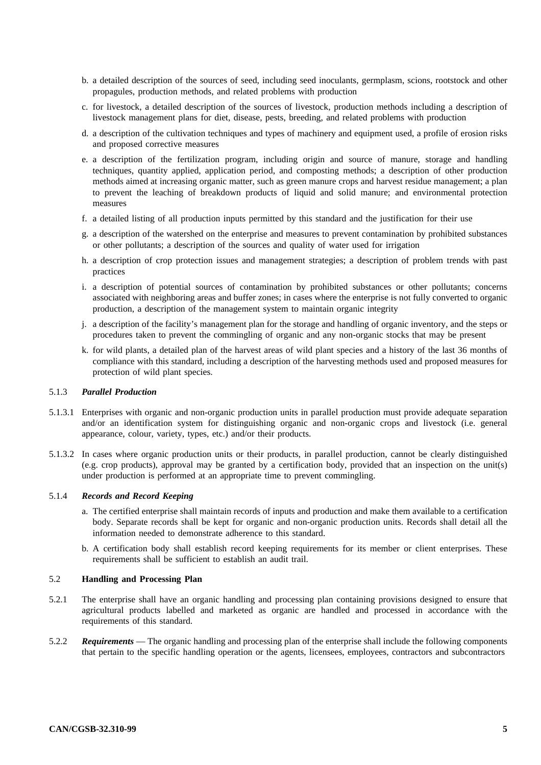b. a detailed description of the sources of seed, including seed inoculants, germplasm, scions, rootstock and other propagules, production methods, and related problems with production

c. for livestock, a detailed description of the sources of livestock, production methods including a description of livestock management plans for diet, disease, pests, breeding, and related problems with production

d. a description of the cultivation techniques and types of machinery and equipment used, a profile of erosion risks and proposed corrective measures

e. a description of the fertilization program, including origin and source of manure, storage and handling techniques, quantity applied, application period, and composting methods; a description of other production methods aimed at increasing organic matter, such as green manure crops and harvest residue management; a plan to prevent the leaching of breakdown products of liquid and solid manure; and environmental protection measures

f. a detailed listing of all production inputs permitted by this standard and the justification for their use

g. a description of the watershed on the enterprise and measures to prevent contamination by prohibited substances or other pollutants; a description of the sources and quality of water used for irrigation

h. a description of crop protection issues and management strategies; a description of problem trends with past practices

i. a description of potential sources of contamination by prohibited substances or other pollutants; concerns associated with neighboring areas and buffer zones; in cases where the enterprise is not fully converted to organic production, a description of the management system to maintain organic integrity

j. a description of the facility's management plan for the storage and handling of organic inventory, and the steps or procedures taken to prevent the commingling of organic and any non-organic stocks that may be present

k. for wild plants, a detailed plan of the harvest areas of wild plant species and a history of the last 36 months of compliance with this standard, including a description of the harvesting methods used and proposed measures for protection of wild plant species.

5.1.3 ***Parallel Production***

5.1.3.1 Enterprises with organic and non-organic production units in parallel production must provide adequate separation and/or an identification system for distinguishing organic and non-organic crops and livestock (i.e. general appearance, colour, variety, types, etc.) and/or their products.

5.1.3.2 In cases where organic production units or their products, in parallel production, cannot be clearly distinguished (e.g. crop products), approval may be granted by a certification body, provided that an inspection on the unit(s) under production is performed at an appropriate time to prevent commingling.

5.1.4 ***Records and Record Keeping***

a. The certified enterprise shall maintain records of inputs and production and make them available to a certification body. Separate records shall be kept for organic and non-organic production units. Records shall detail all the information needed to demonstrate adherence to this standard.

b. A certification body shall establish record keeping requirements for its member or client enterprises. These requirements shall be sufficient to establish an audit trail.

5.2 **Handling and Processing Plan**

5.2.1 The enterprise shall have an organic handling and processing plan containing provisions designed to ensure that agricultural products labelled and marketed as organic are handled and processed in accordance with the requirements of this standard.

5.2.2 ***Requirements*** — The organic handling and processing plan of the enterprise shall include the following components that pertain to the specific handling operation or the agents, licensees, employees, contractors and subcontractors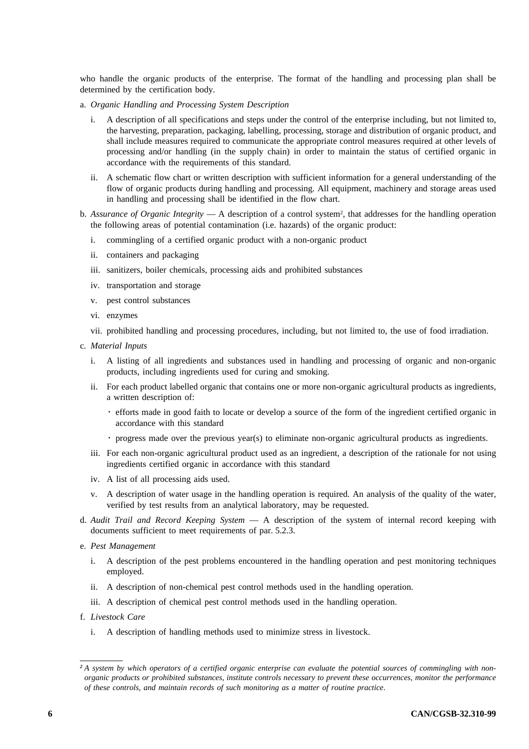who handle the organic products of the enterprise. The format of the handling and processing plan shall be determined by the certification body.

a. *Organic Handling and Processing System Description*

   i. A description of all specifications and steps under the control of the enterprise including, but not limited to, the harvesting, preparation, packaging, labelling, processing, storage and distribution of organic product, and shall include measures required to communicate the appropriate control measures required at other levels of processing and/or handling (in the supply chain) in order to maintain the status of certified organic in accordance with the requirements of this standard.

   ii. A schematic flow chart or written description with sufficient information for a general understanding of the flow of organic products during handling and processing. All equipment, machinery and storage areas used in handling and processing shall be identified in the flow chart.

b. *Assurance of Organic Integrity* — A description of a control system[2], that addresses for the handling operation the following areas of potential contamination (i.e. hazards) of the organic product:

   i. commingling of a certified organic product with a non-organic product

   ii. containers and packaging

   iii. sanitizers, boiler chemicals, processing aids and prohibited substances

   iv. transportation and storage

   v. pest control substances

   vi. enzymes

   vii. prohibited handling and processing procedures, including, but not limited to, the use of food irradiation.

c. *Material Inputs*

   i. A listing of all ingredients and substances used in handling and processing of organic and non-organic products, including ingredients used for curing and smoking.

   ii. For each product labelled organic that contains one or more non-organic agricultural products as ingredients, a written description of:

      - efforts made in good faith to locate or develop a source of the form of the ingredient certified organic in accordance with this standard

      - progress made over the previous year(s) to eliminate non-organic agricultural products as ingredients.

   iii. For each non-organic agricultural product used as an ingredient, a description of the rationale for not using ingredients certified organic in accordance with this standard

   iv. A list of all processing aids used.

   v. A description of water usage in the handling operation is required. An analysis of the quality of the water, verified by test results from an analytical laboratory, may be requested.

d. *Audit Trail and Record Keeping System* — A description of the system of internal record keeping with documents sufficient to meet requirements of par. 5.2.3.

e. *Pest Management*

   i. A description of the pest problems encountered in the handling operation and pest monitoring techniques employed.

   ii. A description of non-chemical pest control methods used in the handling operation.

   iii. A description of chemical pest control methods used in the handling operation.

f. *Livestock Care*

   i. A description of handling methods used to minimize stress in livestock.

---

*[2] A system by which operators of a certified organic enterprise can evaluate the potential sources of commingling with non-organic products or prohibited substances, institute controls necessary to prevent these occurrences, monitor the performance of these controls, and maintain records of such monitoring as a matter of routine practice.*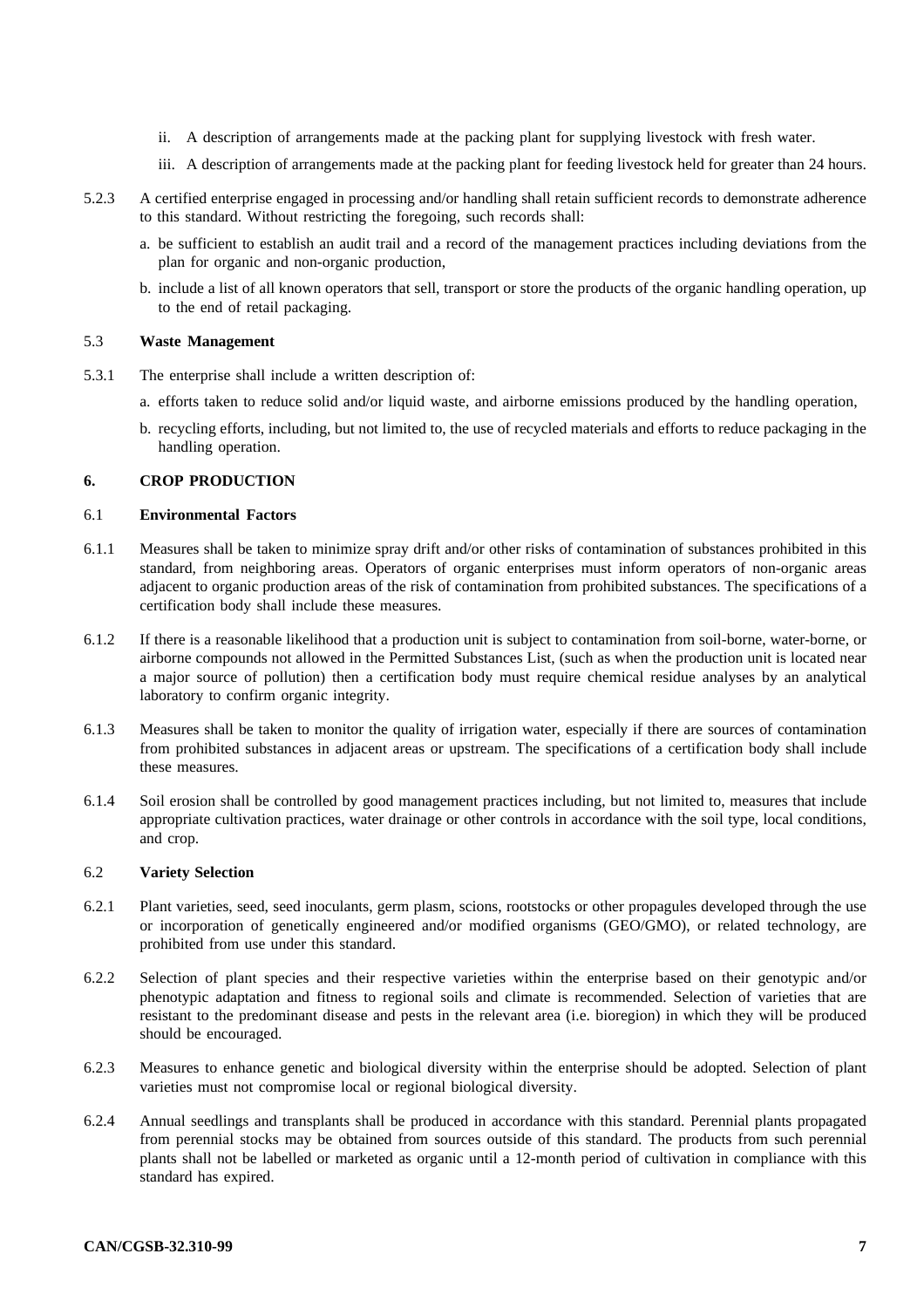ii. A description of arrangements made at the packing plant for supplying livestock with fresh water.

iii. A description of arrangements made at the packing plant for feeding livestock held for greater than 24 hours.

5.2.3 A certified enterprise engaged in processing and/or handling shall retain sufficient records to demonstrate adherence to this standard. Without restricting the foregoing, such records shall:

a. be sufficient to establish an audit trail and a record of the management practices including deviations from the plan for organic and non-organic production,

b. include a list of all known operators that sell, transport or store the products of the organic handling operation, up to the end of retail packaging.

### 5.3 Waste Management

5.3.1 The enterprise shall include a written description of:

a. efforts taken to reduce solid and/or liquid waste, and airborne emissions produced by the handling operation,

b. recycling efforts, including, but not limited to, the use of recycled materials and efforts to reduce packaging in the handling operation.

## 6. CROP PRODUCTION

### 6.1 Environmental Factors

6.1.1 Measures shall be taken to minimize spray drift and/or other risks of contamination of substances prohibited in this standard, from neighboring areas. Operators of organic enterprises must inform operators of non-organic areas adjacent to organic production areas of the risk of contamination from prohibited substances. The specifications of a certification body shall include these measures.

6.1.2 If there is a reasonable likelihood that a production unit is subject to contamination from soil-borne, water-borne, or airborne compounds not allowed in the Permitted Substances List, (such as when the production unit is located near a major source of pollution) then a certification body must require chemical residue analyses by an analytical laboratory to confirm organic integrity.

6.1.3 Measures shall be taken to monitor the quality of irrigation water, especially if there are sources of contamination from prohibited substances in adjacent areas or upstream. The specifications of a certification body shall include these measures.

6.1.4 Soil erosion shall be controlled by good management practices including, but not limited to, measures that include appropriate cultivation practices, water drainage or other controls in accordance with the soil type, local conditions, and crop.

### 6.2 Variety Selection

6.2.1 Plant varieties, seed, seed inoculants, germ plasm, scions, rootstocks or other propagules developed through the use or incorporation of genetically engineered and/or modified organisms (GEO/GMO), or related technology, are prohibited from use under this standard.

6.2.2 Selection of plant species and their respective varieties within the enterprise based on their genotypic and/or phenotypic adaptation and fitness to regional soils and climate is recommended. Selection of varieties that are resistant to the predominant disease and pests in the relevant area (i.e. bioregion) in which they will be produced should be encouraged.

6.2.3 Measures to enhance genetic and biological diversity within the enterprise should be adopted. Selection of plant varieties must not compromise local or regional biological diversity.

6.2.4 Annual seedlings and transplants shall be produced in accordance with this standard. Perennial plants propagated from perennial stocks may be obtained from sources outside of this standard. The products from such perennial plants shall not be labelled or marketed as organic until a 12-month period of cultivation in compliance with this standard has expired.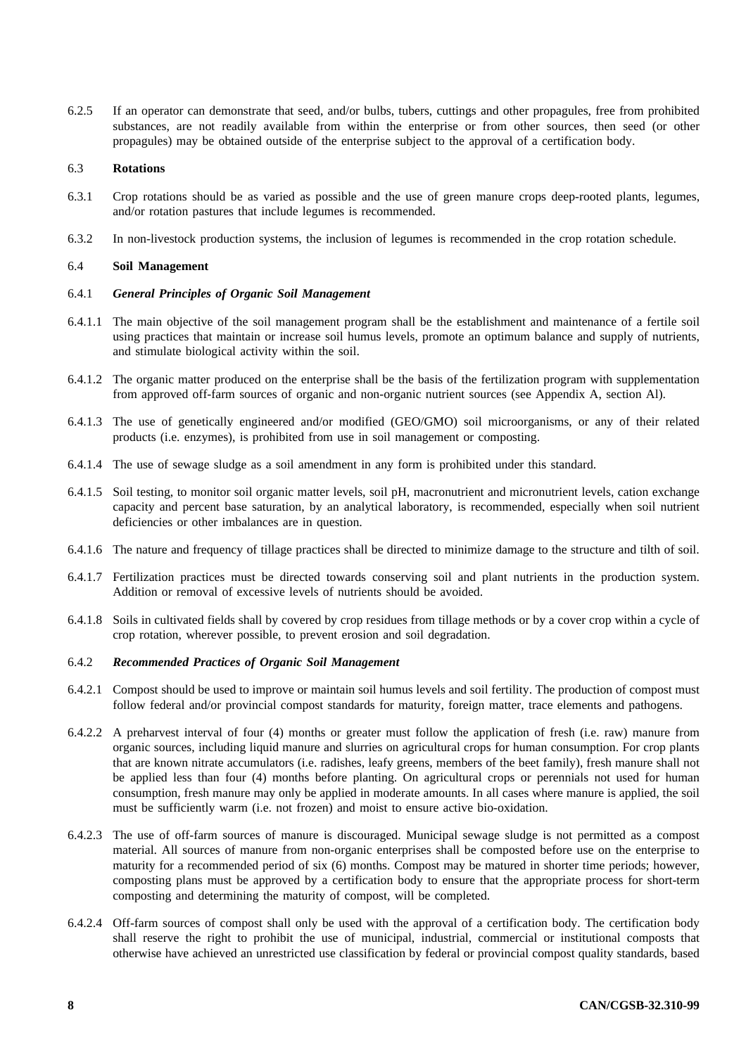6.2.5 If an operator can demonstrate that seed, and/or bulbs, tubers, cuttings and other propagules, free from prohibited substances, are not readily available from within the enterprise or from other sources, then seed (or other propagules) may be obtained outside of the enterprise subject to the approval of a certification body.

### 6.3 Rotations

6.3.1 Crop rotations should be as varied as possible and the use of green manure crops deep-rooted plants, legumes, and/or rotation pastures that include legumes is recommended.

6.3.2 In non-livestock production systems, the inclusion of legumes is recommended in the crop rotation schedule.

### 6.4 Soil Management

#### 6.4.1 *General Principles of Organic Soil Management*

6.4.1.1 The main objective of the soil management program shall be the establishment and maintenance of a fertile soil using practices that maintain or increase soil humus levels, promote an optimum balance and supply of nutrients, and stimulate biological activity within the soil.

6.4.1.2 The organic matter produced on the enterprise shall be the basis of the fertilization program with supplementation from approved off-farm sources of organic and non-organic nutrient sources (see Appendix A, section Al).

6.4.1.3 The use of genetically engineered and/or modified (GEO/GMO) soil microorganisms, or any of their related products (i.e. enzymes), is prohibited from use in soil management or composting.

6.4.1.4 The use of sewage sludge as a soil amendment in any form is prohibited under this standard.

6.4.1.5 Soil testing, to monitor soil organic matter levels, soil pH, macronutrient and micronutrient levels, cation exchange capacity and percent base saturation, by an analytical laboratory, is recommended, especially when soil nutrient deficiencies or other imbalances are in question.

6.4.1.6 The nature and frequency of tillage practices shall be directed to minimize damage to the structure and tilth of soil.

6.4.1.7 Fertilization practices must be directed towards conserving soil and plant nutrients in the production system. Addition or removal of excessive levels of nutrients should be avoided.

6.4.1.8 Soils in cultivated fields shall by covered by crop residues from tillage methods or by a cover crop within a cycle of crop rotation, wherever possible, to prevent erosion and soil degradation.

#### 6.4.2 *Recommended Practices of Organic Soil Management*

6.4.2.1 Compost should be used to improve or maintain soil humus levels and soil fertility. The production of compost must follow federal and/or provincial compost standards for maturity, foreign matter, trace elements and pathogens.

6.4.2.2 A preharvest interval of four (4) months or greater must follow the application of fresh (i.e. raw) manure from organic sources, including liquid manure and slurries on agricultural crops for human consumption. For crop plants that are known nitrate accumulators (i.e. radishes, leafy greens, members of the beet family), fresh manure shall not be applied less than four (4) months before planting. On agricultural crops or perennials not used for human consumption, fresh manure may only be applied in moderate amounts. In all cases where manure is applied, the soil must be sufficiently warm (i.e. not frozen) and moist to ensure active bio-oxidation.

6.4.2.3 The use of off-farm sources of manure is discouraged. Municipal sewage sludge is not permitted as a compost material. All sources of manure from non-organic enterprises shall be composted before use on the enterprise to maturity for a recommended period of six (6) months. Compost may be matured in shorter time periods; however, composting plans must be approved by a certification body to ensure that the appropriate process for short-term composting and determining the maturity of compost, will be completed.

6.4.2.4 Off-farm sources of compost shall only be used with the approval of a certification body. The certification body shall reserve the right to prohibit the use of municipal, industrial, commercial or institutional composts that otherwise have achieved an unrestricted use classification by federal or provincial compost quality standards, based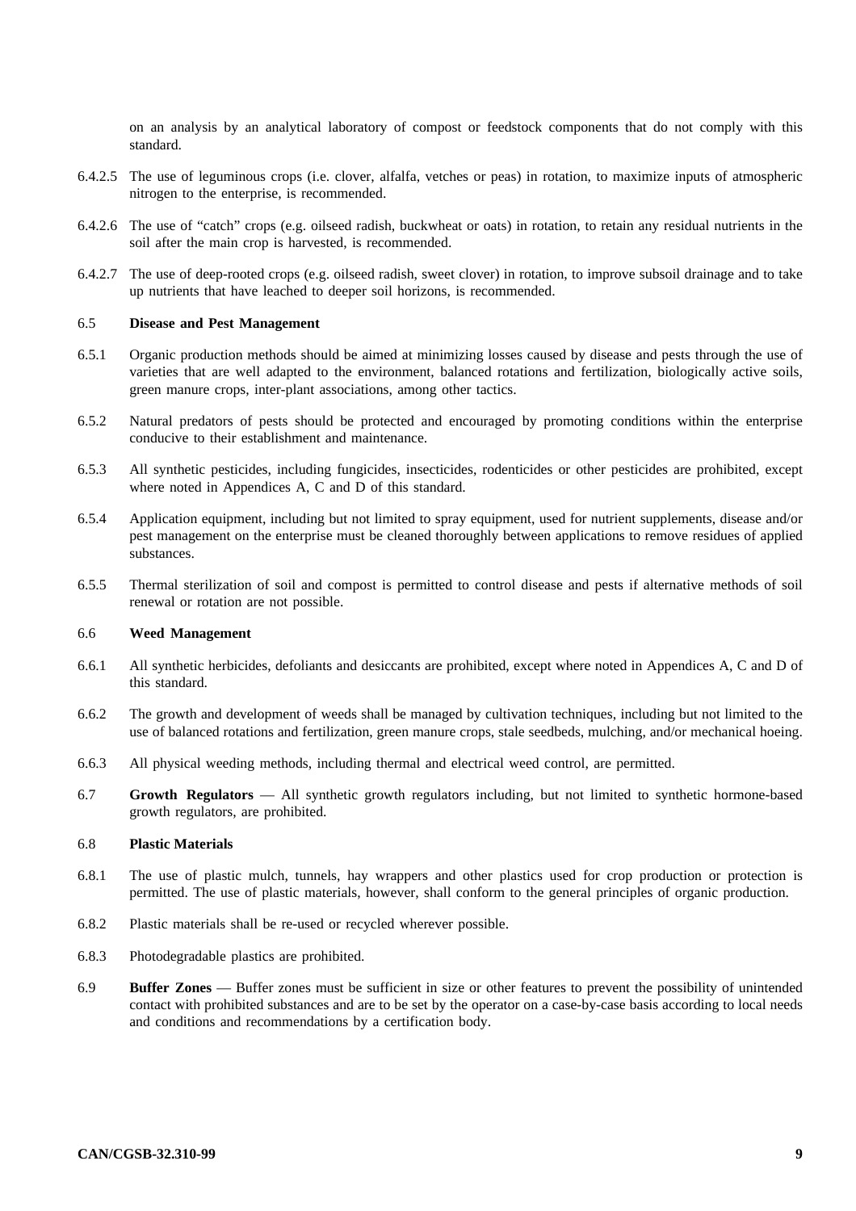on an analysis by an analytical laboratory of compost or feedstock components that do not comply with this standard.

6.4.2.5 The use of leguminous crops (i.e. clover, alfalfa, vetches or peas) in rotation, to maximize inputs of atmospheric nitrogen to the enterprise, is recommended.

6.4.2.6 The use of "catch" crops (e.g. oilseed radish, buckwheat or oats) in rotation, to retain any residual nutrients in the soil after the main crop is harvested, is recommended.

6.4.2.7 The use of deep-rooted crops (e.g. oilseed radish, sweet clover) in rotation, to improve subsoil drainage and to take up nutrients that have leached to deeper soil horizons, is recommended.

### 6.5 Disease and Pest Management

6.5.1 Organic production methods should be aimed at minimizing losses caused by disease and pests through the use of varieties that are well adapted to the environment, balanced rotations and fertilization, biologically active soils, green manure crops, inter-plant associations, among other tactics.

6.5.2 Natural predators of pests should be protected and encouraged by promoting conditions within the enterprise conducive to their establishment and maintenance.

6.5.3 All synthetic pesticides, including fungicides, insecticides, rodenticides or other pesticides are prohibited, except where noted in Appendices A, C and D of this standard.

6.5.4 Application equipment, including but not limited to spray equipment, used for nutrient supplements, disease and/or pest management on the enterprise must be cleaned thoroughly between applications to remove residues of applied substances.

6.5.5 Thermal sterilization of soil and compost is permitted to control disease and pests if alternative methods of soil renewal or rotation are not possible.

### 6.6 Weed Management

6.6.1 All synthetic herbicides, defoliants and desiccants are prohibited, except where noted in Appendices A, C and D of this standard.

6.6.2 The growth and development of weeds shall be managed by cultivation techniques, including but not limited to the use of balanced rotations and fertilization, green manure crops, stale seedbeds, mulching, and/or mechanical hoeing.

6.6.3 All physical weeding methods, including thermal and electrical weed control, are permitted.

6.7 **Growth Regulators** — All synthetic growth regulators including, but not limited to synthetic hormone-based growth regulators, are prohibited.

### 6.8 Plastic Materials

6.8.1 The use of plastic mulch, tunnels, hay wrappers and other plastics used for crop production or protection is permitted. The use of plastic materials, however, shall conform to the general principles of organic production.

6.8.2 Plastic materials shall be re-used or recycled wherever possible.

6.8.3 Photodegradable plastics are prohibited.

6.9 **Buffer Zones** — Buffer zones must be sufficient in size or other features to prevent the possibility of unintended contact with prohibited substances and are to be set by the operator on a case-by-case basis according to local needs and conditions and recommendations by a certification body.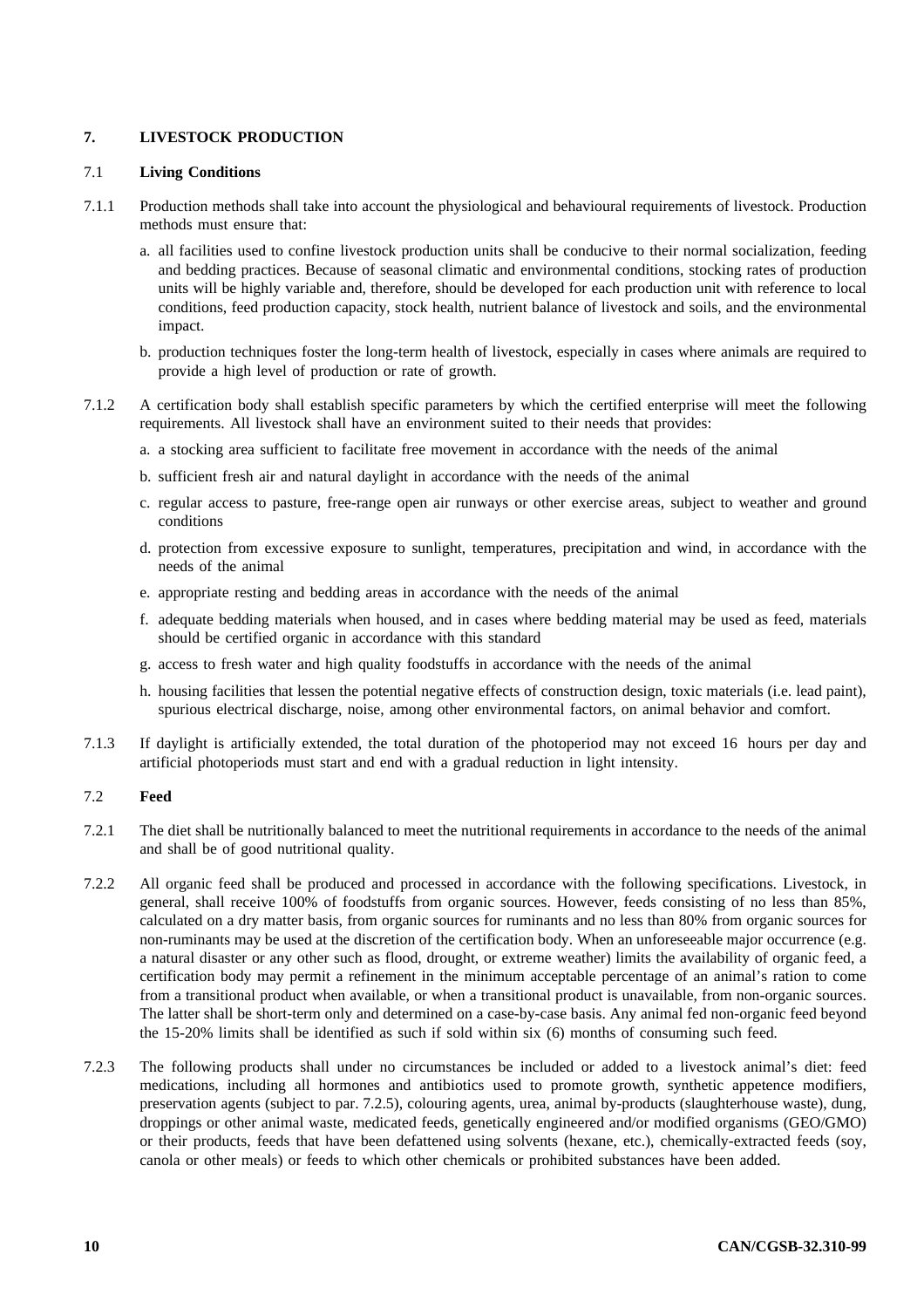## 7. LIVESTOCK PRODUCTION

### 7.1 Living Conditions

7.1.1 Production methods shall take into account the physiological and behavioural requirements of livestock. Production methods must ensure that:

a. all facilities used to confine livestock production units shall be conducive to their normal socialization, feeding and bedding practices. Because of seasonal climatic and environmental conditions, stocking rates of production units will be highly variable and, therefore, should be developed for each production unit with reference to local conditions, feed production capacity, stock health, nutrient balance of livestock and soils, and the environmental impact.

b. production techniques foster the long-term health of livestock, especially in cases where animals are required to provide a high level of production or rate of growth.

7.1.2 A certification body shall establish specific parameters by which the certified enterprise will meet the following requirements. All livestock shall have an environment suited to their needs that provides:

a. a stocking area sufficient to facilitate free movement in accordance with the needs of the animal

b. sufficient fresh air and natural daylight in accordance with the needs of the animal

c. regular access to pasture, free-range open air runways or other exercise areas, subject to weather and ground conditions

d. protection from excessive exposure to sunlight, temperatures, precipitation and wind, in accordance with the needs of the animal

e. appropriate resting and bedding areas in accordance with the needs of the animal

f. adequate bedding materials when housed, and in cases where bedding material may be used as feed, materials should be certified organic in accordance with this standard

g. access to fresh water and high quality foodstuffs in accordance with the needs of the animal

h. housing facilities that lessen the potential negative effects of construction design, toxic materials (i.e. lead paint), spurious electrical discharge, noise, among other environmental factors, on animal behavior and comfort.

7.1.3 If daylight is artificially extended, the total duration of the photoperiod may not exceed 16 hours per day and artificial photoperiods must start and end with a gradual reduction in light intensity.

### 7.2 Feed

7.2.1 The diet shall be nutritionally balanced to meet the nutritional requirements in accordance to the needs of the animal and shall be of good nutritional quality.

7.2.2 All organic feed shall be produced and processed in accordance with the following specifications. Livestock, in general, shall receive 100% of foodstuffs from organic sources. However, feeds consisting of no less than 85%, calculated on a dry matter basis, from organic sources for ruminants and no less than 80% from organic sources for non-ruminants may be used at the discretion of the certification body. When an unforeseeable major occurrence (e.g. a natural disaster or any other such as flood, drought, or extreme weather) limits the availability of organic feed, a certification body may permit a refinement in the minimum acceptable percentage of an animal's ration to come from a transitional product when available, or when a transitional product is unavailable, from non-organic sources. The latter shall be short-term only and determined on a case-by-case basis. Any animal fed non-organic feed beyond the 15-20% limits shall be identified as such if sold within six (6) months of consuming such feed.

7.2.3 The following products shall under no circumstances be included or added to a livestock animal's diet: feed medications, including all hormones and antibiotics used to promote growth, synthetic appetence modifiers, preservation agents (subject to par. 7.2.5), colouring agents, urea, animal by-products (slaughterhouse waste), dung, droppings or other animal waste, medicated feeds, genetically engineered and/or modified organisms (GEO/GMO) or their products, feeds that have been defattened using solvents (hexane, etc.), chemically-extracted feeds (soy, canola or other meals) or feeds to which other chemicals or prohibited substances have been added.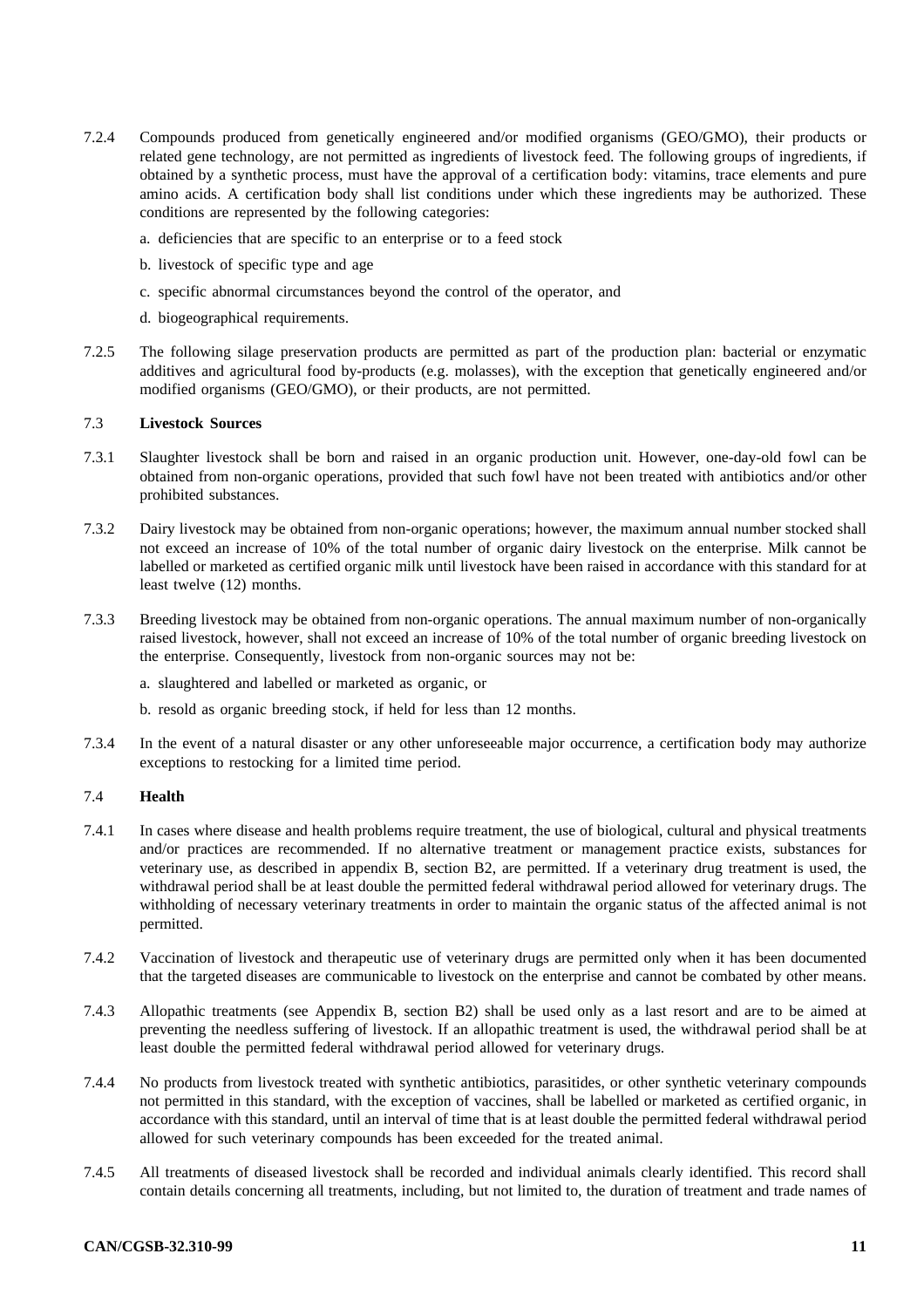7.2.4 Compounds produced from genetically engineered and/or modified organisms (GEO/GMO), their products or related gene technology, are not permitted as ingredients of livestock feed. The following groups of ingredients, if obtained by a synthetic process, must have the approval of a certification body: vitamins, trace elements and pure amino acids. A certification body shall list conditions under which these ingredients may be authorized. These conditions are represented by the following categories:

a. deficiencies that are specific to an enterprise or to a feed stock

b. livestock of specific type and age

c. specific abnormal circumstances beyond the control of the operator, and

d. biogeographical requirements.

7.2.5 The following silage preservation products are permitted as part of the production plan: bacterial or enzymatic additives and agricultural food by-products (e.g. molasses), with the exception that genetically engineered and/or modified organisms (GEO/GMO), or their products, are not permitted.

### 7.3 Livestock Sources

7.3.1 Slaughter livestock shall be born and raised in an organic production unit. However, one-day-old fowl can be obtained from non-organic operations, provided that such fowl have not been treated with antibiotics and/or other prohibited substances.

7.3.2 Dairy livestock may be obtained from non-organic operations; however, the maximum annual number stocked shall not exceed an increase of 10% of the total number of organic dairy livestock on the enterprise. Milk cannot be labelled or marketed as certified organic milk until livestock have been raised in accordance with this standard for at least twelve (12) months.

7.3.3 Breeding livestock may be obtained from non-organic operations. The annual maximum number of non-organically raised livestock, however, shall not exceed an increase of 10% of the total number of organic breeding livestock on the enterprise. Consequently, livestock from non-organic sources may not be:

a. slaughtered and labelled or marketed as organic, or

b. resold as organic breeding stock, if held for less than 12 months.

7.3.4 In the event of a natural disaster or any other unforeseeable major occurrence, a certification body may authorize exceptions to restocking for a limited time period.

### 7.4 Health

7.4.1 In cases where disease and health problems require treatment, the use of biological, cultural and physical treatments and/or practices are recommended. If no alternative treatment or management practice exists, substances for veterinary use, as described in appendix B, section B2, are permitted. If a veterinary drug treatment is used, the withdrawal period shall be at least double the permitted federal withdrawal period allowed for veterinary drugs. The withholding of necessary veterinary treatments in order to maintain the organic status of the affected animal is not permitted.

7.4.2 Vaccination of livestock and therapeutic use of veterinary drugs are permitted only when it has been documented that the targeted diseases are communicable to livestock on the enterprise and cannot be combated by other means.

7.4.3 Allopathic treatments (see Appendix B, section B2) shall be used only as a last resort and are to be aimed at preventing the needless suffering of livestock. If an allopathic treatment is used, the withdrawal period shall be at least double the permitted federal withdrawal period allowed for veterinary drugs.

7.4.4 No products from livestock treated with synthetic antibiotics, parasitides, or other synthetic veterinary compounds not permitted in this standard, with the exception of vaccines, shall be labelled or marketed as certified organic, in accordance with this standard, until an interval of time that is at least double the permitted federal withdrawal period allowed for such veterinary compounds has been exceeded for the treated animal.

7.4.5 All treatments of diseased livestock shall be recorded and individual animals clearly identified. This record shall contain details concerning all treatments, including, but not limited to, the duration of treatment and trade names of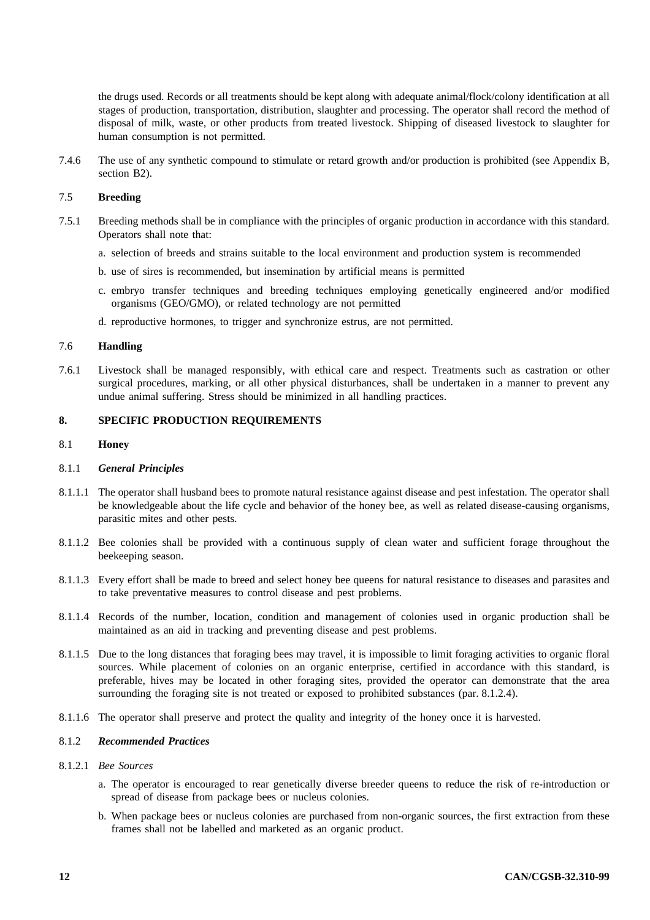the drugs used. Records or all treatments should be kept along with adequate animal/flock/colony identification at all stages of production, transportation, distribution, slaughter and processing. The operator shall record the method of disposal of milk, waste, or other products from treated livestock. Shipping of diseased livestock to slaughter for human consumption is not permitted.

7.4.6 The use of any synthetic compound to stimulate or retard growth and/or production is prohibited (see Appendix B, section B2).

### 7.5 Breeding

7.5.1 Breeding methods shall be in compliance with the principles of organic production in accordance with this standard. Operators shall note that:

a. selection of breeds and strains suitable to the local environment and production system is recommended

b. use of sires is recommended, but insemination by artificial means is permitted

c. embryo transfer techniques and breeding techniques employing genetically engineered and/or modified organisms (GEO/GMO), or related technology are not permitted

d. reproductive hormones, to trigger and synchronize estrus, are not permitted.

### 7.6 Handling

7.6.1 Livestock shall be managed responsibly, with ethical care and respect. Treatments such as castration or other surgical procedures, marking, or all other physical disturbances, shall be undertaken in a manner to prevent any undue animal suffering. Stress should be minimized in all handling practices.

## 8. SPECIFIC PRODUCTION REQUIREMENTS

### 8.1 Honey

#### 8.1.1 *General Principles*

8.1.1.1 The operator shall husband bees to promote natural resistance against disease and pest infestation. The operator shall be knowledgeable about the life cycle and behavior of the honey bee, as well as related disease-causing organisms, parasitic mites and other pests.

8.1.1.2 Bee colonies shall be provided with a continuous supply of clean water and sufficient forage throughout the beekeeping season.

8.1.1.3 Every effort shall be made to breed and select honey bee queens for natural resistance to diseases and parasites and to take preventative measures to control disease and pest problems.

8.1.1.4 Records of the number, location, condition and management of colonies used in organic production shall be maintained as an aid in tracking and preventing disease and pest problems.

8.1.1.5 Due to the long distances that foraging bees may travel, it is impossible to limit foraging activities to organic floral sources. While placement of colonies on an organic enterprise, certified in accordance with this standard, is preferable, hives may be located in other foraging sites, provided the operator can demonstrate that the area surrounding the foraging site is not treated or exposed to prohibited substances (par. 8.1.2.4).

8.1.1.6 The operator shall preserve and protect the quality and integrity of the honey once it is harvested.

#### 8.1.2 *Recommended Practices*

8.1.2.1 *Bee Sources*

a. The operator is encouraged to rear genetically diverse breeder queens to reduce the risk of re-introduction or spread of disease from package bees or nucleus colonies.

b. When package bees or nucleus colonies are purchased from non-organic sources, the first extraction from these frames shall not be labelled and marketed as an organic product.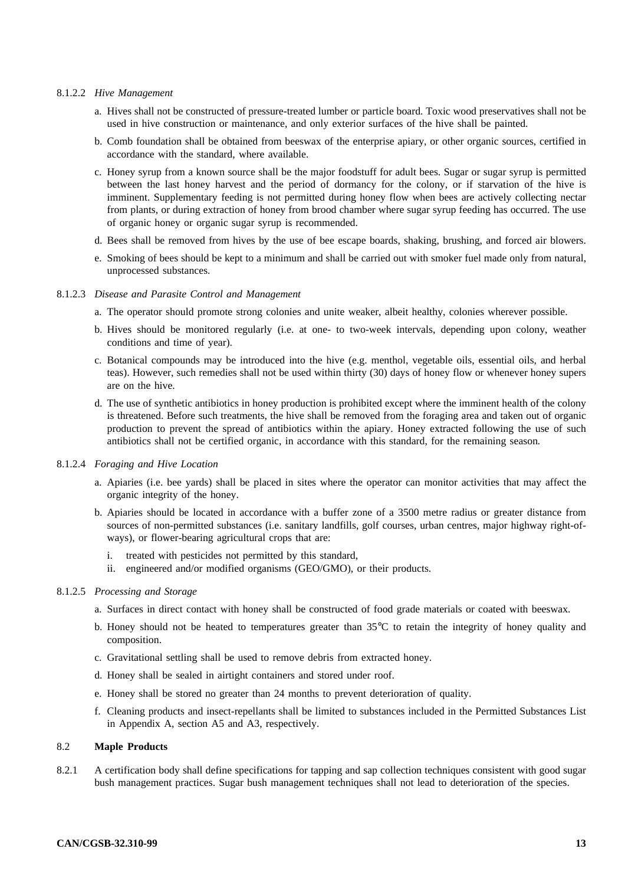8.1.2.2 *Hive Management*

a. Hives shall not be constructed of pressure-treated lumber or particle board. Toxic wood preservatives shall not be used in hive construction or maintenance, and only exterior surfaces of the hive shall be painted.

b. Comb foundation shall be obtained from beeswax of the enterprise apiary, or other organic sources, certified in accordance with the standard, where available.

c. Honey syrup from a known source shall be the major foodstuff for adult bees. Sugar or sugar syrup is permitted between the last honey harvest and the period of dormancy for the colony, or if starvation of the hive is imminent. Supplementary feeding is not permitted during honey flow when bees are actively collecting nectar from plants, or during extraction of honey from brood chamber where sugar syrup feeding has occurred. The use of organic honey or organic sugar syrup is recommended.

d. Bees shall be removed from hives by the use of bee escape boards, shaking, brushing, and forced air blowers.

e. Smoking of bees should be kept to a minimum and shall be carried out with smoker fuel made only from natural, unprocessed substances.

8.1.2.3 *Disease and Parasite Control and Management*

a. The operator should promote strong colonies and unite weaker, albeit healthy, colonies wherever possible.

b. Hives should be monitored regularly (i.e. at one- to two-week intervals, depending upon colony, weather conditions and time of year).

c. Botanical compounds may be introduced into the hive (e.g. menthol, vegetable oils, essential oils, and herbal teas). However, such remedies shall not be used within thirty (30) days of honey flow or whenever honey supers are on the hive.

d. The use of synthetic antibiotics in honey production is prohibited except where the imminent health of the colony is threatened. Before such treatments, the hive shall be removed from the foraging area and taken out of organic production to prevent the spread of antibiotics within the apiary. Honey extracted following the use of such antibiotics shall not be certified organic, in accordance with this standard, for the remaining season.

8.1.2.4 *Foraging and Hive Location*

a. Apiaries (i.e. bee yards) shall be placed in sites where the operator can monitor activities that may affect the organic integrity of the honey.

b. Apiaries should be located in accordance with a buffer zone of a 3500 metre radius or greater distance from sources of non-permitted substances (i.e. sanitary landfills, golf courses, urban centres, major highway right-of-ways), or flower-bearing agricultural crops that are:

   i. treated with pesticides not permitted by this standard,
   ii. engineered and/or modified organisms (GEO/GMO), or their products.

8.1.2.5 *Processing and Storage*

a. Surfaces in direct contact with honey shall be constructed of food grade materials or coated with beeswax.

b. Honey should not be heated to temperatures greater than 35°C to retain the integrity of honey quality and composition.

c. Gravitational settling shall be used to remove debris from extracted honey.

d. Honey shall be sealed in airtight containers and stored under roof.

e. Honey shall be stored no greater than 24 months to prevent deterioration of quality.

f. Cleaning products and insect-repellants shall be limited to substances included in the Permitted Substances List in Appendix A, section A5 and A3, respectively.

## 8.2 **Maple Products**

8.2.1 A certification body shall define specifications for tapping and sap collection techniques consistent with good sugar bush management practices. Sugar bush management techniques shall not lead to deterioration of the species.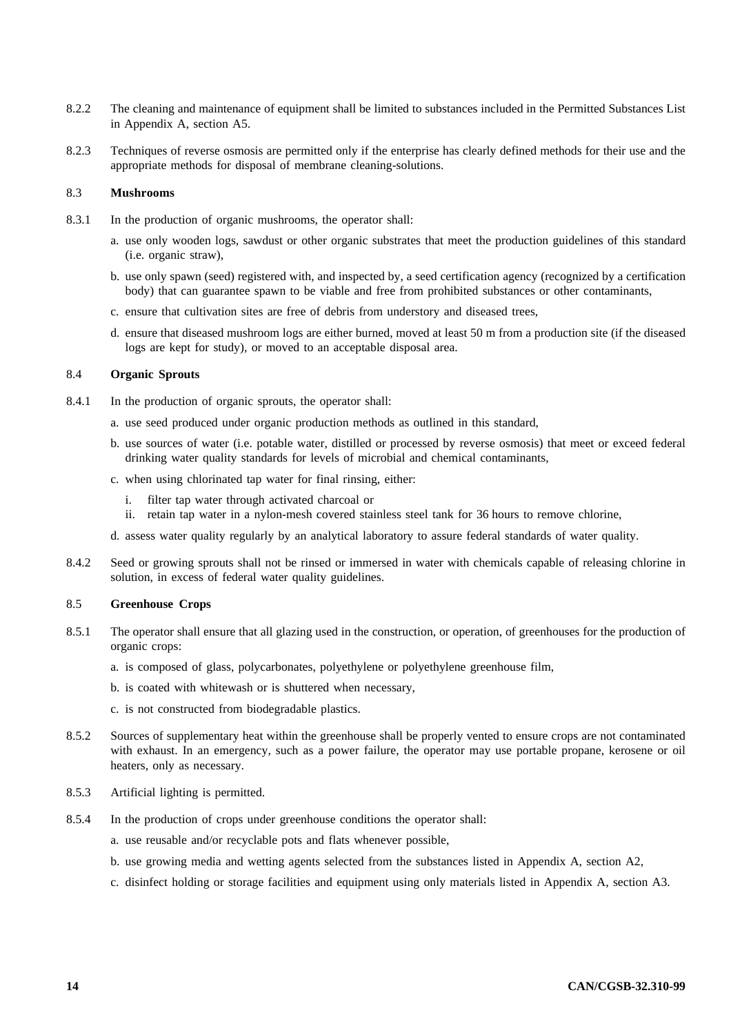8.2.2 The cleaning and maintenance of equipment shall be limited to substances included in the Permitted Substances List in Appendix A, section A5.

8.2.3 Techniques of reverse osmosis are permitted only if the enterprise has clearly defined methods for their use and the appropriate methods for disposal of membrane cleaning-solutions.

### 8.3 Mushrooms

8.3.1 In the production of organic mushrooms, the operator shall:

a. use only wooden logs, sawdust or other organic substrates that meet the production guidelines of this standard (i.e. organic straw),

b. use only spawn (seed) registered with, and inspected by, a seed certification agency (recognized by a certification body) that can guarantee spawn to be viable and free from prohibited substances or other contaminants,

c. ensure that cultivation sites are free of debris from understory and diseased trees,

d. ensure that diseased mushroom logs are either burned, moved at least 50 m from a production site (if the diseased logs are kept for study), or moved to an acceptable disposal area.

### 8.4 Organic Sprouts

8.4.1 In the production of organic sprouts, the operator shall:

a. use seed produced under organic production methods as outlined in this standard,

b. use sources of water (i.e. potable water, distilled or processed by reverse osmosis) that meet or exceed federal drinking water quality standards for levels of microbial and chemical contaminants,

c. when using chlorinated tap water for final rinsing, either:

   i. filter tap water through activated charcoal or
   ii. retain tap water in a nylon-mesh covered stainless steel tank for 36 hours to remove chlorine,

d. assess water quality regularly by an analytical laboratory to assure federal standards of water quality.

8.4.2 Seed or growing sprouts shall not be rinsed or immersed in water with chemicals capable of releasing chlorine in solution, in excess of federal water quality guidelines.

### 8.5 Greenhouse Crops

8.5.1 The operator shall ensure that all glazing used in the construction, or operation, of greenhouses for the production of organic crops:

a. is composed of glass, polycarbonates, polyethylene or polyethylene greenhouse film,

b. is coated with whitewash or is shuttered when necessary,

c. is not constructed from biodegradable plastics.

8.5.2 Sources of supplementary heat within the greenhouse shall be properly vented to ensure crops are not contaminated with exhaust. In an emergency, such as a power failure, the operator may use portable propane, kerosene or oil heaters, only as necessary.

8.5.3 Artificial lighting is permitted.

8.5.4 In the production of crops under greenhouse conditions the operator shall:

a. use reusable and/or recyclable pots and flats whenever possible,

b. use growing media and wetting agents selected from the substances listed in Appendix A, section A2,

c. disinfect holding or storage facilities and equipment using only materials listed in Appendix A, section A3.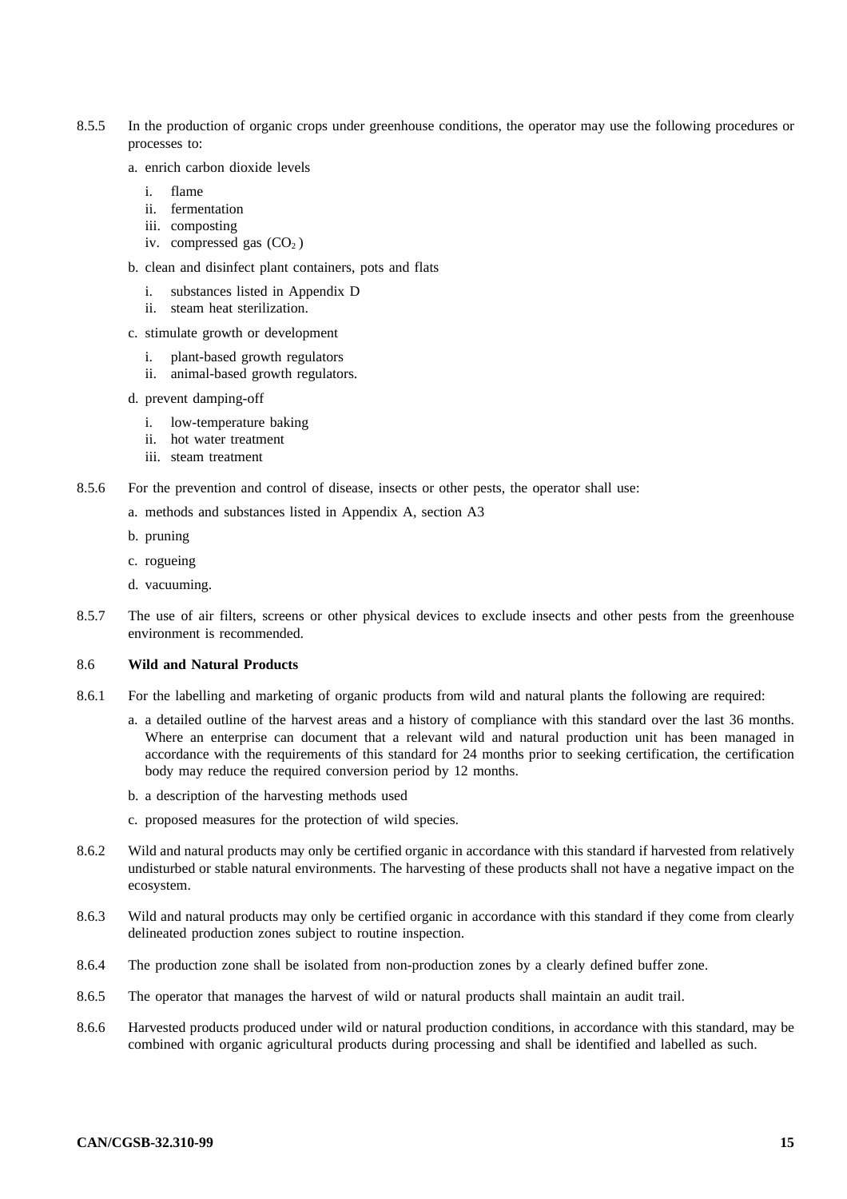8.5.5 In the production of organic crops under greenhouse conditions, the operator may use the following procedures or processes to:

a. enrich carbon dioxide levels

   i. flame
   ii. fermentation
   iii. composting
   iv. compressed gas ($CO_2$)

b. clean and disinfect plant containers, pots and flats

   i. substances listed in Appendix D
   ii. steam heat sterilization.

c. stimulate growth or development

   i. plant-based growth regulators
   ii. animal-based growth regulators.

d. prevent damping-off

   i. low-temperature baking
   ii. hot water treatment
   iii. steam treatment

8.5.6 For the prevention and control of disease, insects or other pests, the operator shall use:

a. methods and substances listed in Appendix A, section A3

b. pruning

c. rogueing

d. vacuuming.

8.5.7 The use of air filters, screens or other physical devices to exclude insects and other pests from the greenhouse environment is recommended.

## 8.6 Wild and Natural Products

8.6.1 For the labelling and marketing of organic products from wild and natural plants the following are required:

a. a detailed outline of the harvest areas and a history of compliance with this standard over the last 36 months. Where an enterprise can document that a relevant wild and natural production unit has been managed in accordance with the requirements of this standard for 24 months prior to seeking certification, the certification body may reduce the required conversion period by 12 months.

b. a description of the harvesting methods used

c. proposed measures for the protection of wild species.

8.6.2 Wild and natural products may only be certified organic in accordance with this standard if harvested from relatively undisturbed or stable natural environments. The harvesting of these products shall not have a negative impact on the ecosystem.

8.6.3 Wild and natural products may only be certified organic in accordance with this standard if they come from clearly delineated production zones subject to routine inspection.

8.6.4 The production zone shall be isolated from non-production zones by a clearly defined buffer zone.

8.6.5 The operator that manages the harvest of wild or natural products shall maintain an audit trail.

8.6.6 Harvested products produced under wild or natural production conditions, in accordance with this standard, may be combined with organic agricultural products during processing and shall be identified and labelled as such.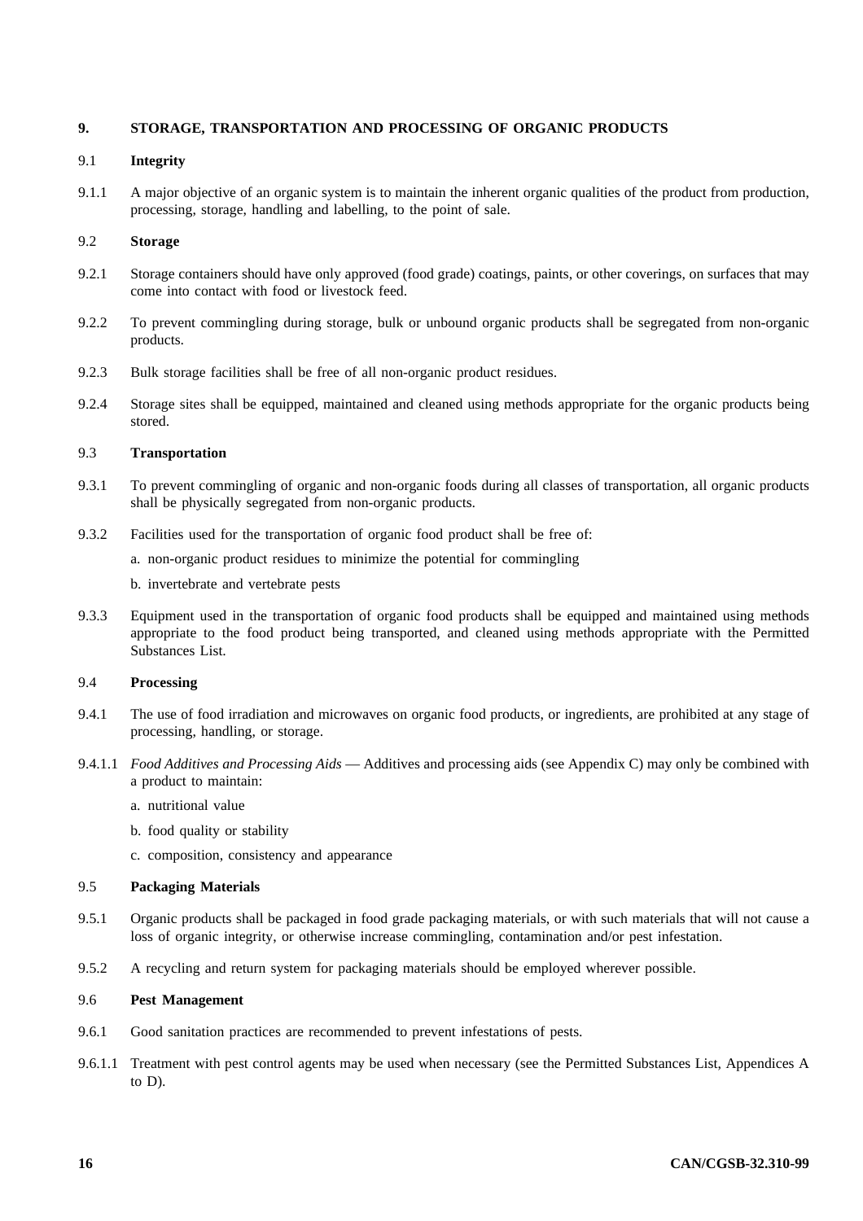## 9. STORAGE, TRANSPORTATION AND PROCESSING OF ORGANIC PRODUCTS

### 9.1 Integrity

9.1.1 A major objective of an organic system is to maintain the inherent organic qualities of the product from production, processing, storage, handling and labelling, to the point of sale.

### 9.2 Storage

9.2.1 Storage containers should have only approved (food grade) coatings, paints, or other coverings, on surfaces that may come into contact with food or livestock feed.

9.2.2 To prevent commingling during storage, bulk or unbound organic products shall be segregated from non-organic products.

9.2.3 Bulk storage facilities shall be free of all non-organic product residues.

9.2.4 Storage sites shall be equipped, maintained and cleaned using methods appropriate for the organic products being stored.

### 9.3 Transportation

9.3.1 To prevent commingling of organic and non-organic foods during all classes of transportation, all organic products shall be physically segregated from non-organic products.

9.3.2 Facilities used for the transportation of organic food product shall be free of:

a. non-organic product residues to minimize the potential for commingling

b. invertebrate and vertebrate pests

9.3.3 Equipment used in the transportation of organic food products shall be equipped and maintained using methods appropriate to the food product being transported, and cleaned using methods appropriate with the Permitted Substances List.

### 9.4 Processing

9.4.1 The use of food irradiation and microwaves on organic food products, or ingredients, are prohibited at any stage of processing, handling, or storage.

9.4.1.1 *Food Additives and Processing Aids* — Additives and processing aids (see Appendix C) may only be combined with a product to maintain:

a. nutritional value

b. food quality or stability

c. composition, consistency and appearance

### 9.5 Packaging Materials

9.5.1 Organic products shall be packaged in food grade packaging materials, or with such materials that will not cause a loss of organic integrity, or otherwise increase commingling, contamination and/or pest infestation.

9.5.2 A recycling and return system for packaging materials should be employed wherever possible.

### 9.6 Pest Management

9.6.1 Good sanitation practices are recommended to prevent infestations of pests.

9.6.1.1 Treatment with pest control agents may be used when necessary (see the Permitted Substances List, Appendices A to D).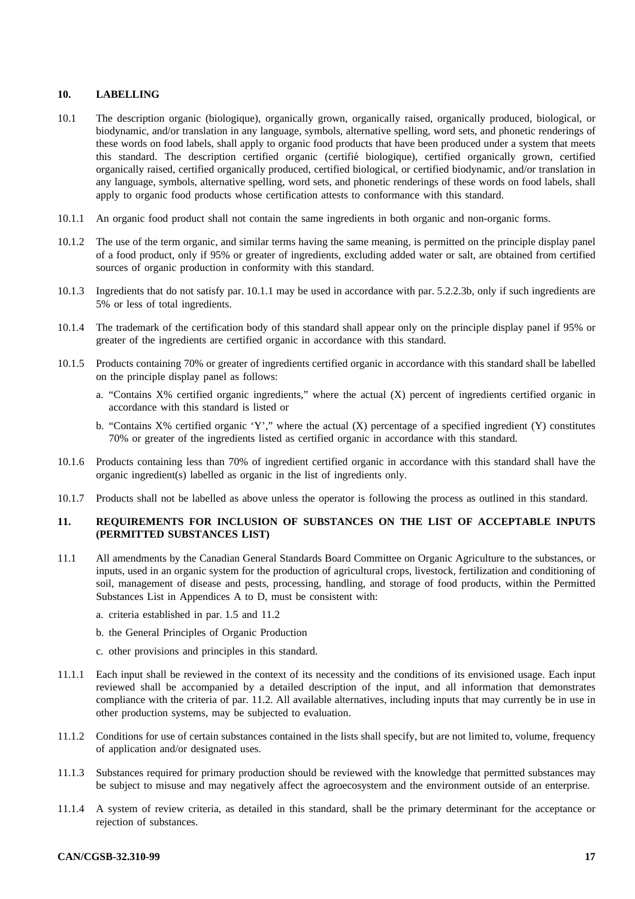## 10. LABELLING

10.1 The description organic (biologique), organically grown, organically raised, organically produced, biological, or biodynamic, and/or translation in any language, symbols, alternative spelling, word sets, and phonetic renderings of these words on food labels, shall apply to organic food products that have been produced under a system that meets this standard. The description certified organic (certifié biologique), certified organically grown, certified organically raised, certified organically produced, certified biological, or certified biodynamic, and/or translation in any language, symbols, alternative spelling, word sets, and phonetic renderings of these words on food labels, shall apply to organic food products whose certification attests to conformance with this standard.

10.1.1 An organic food product shall not contain the same ingredients in both organic and non-organic forms.

10.1.2 The use of the term organic, and similar terms having the same meaning, is permitted on the principle display panel of a food product, only if 95% or greater of ingredients, excluding added water or salt, are obtained from certified sources of organic production in conformity with this standard.

10.1.3 Ingredients that do not satisfy par. 10.1.1 may be used in accordance with par. 5.2.2.3b, only if such ingredients are 5% or less of total ingredients.

10.1.4 The trademark of the certification body of this standard shall appear only on the principle display panel if 95% or greater of the ingredients are certified organic in accordance with this standard.

10.1.5 Products containing 70% or greater of ingredients certified organic in accordance with this standard shall be labelled on the principle display panel as follows:

a. "Contains X% certified organic ingredients," where the actual (X) percent of ingredients certified organic in accordance with this standard is listed or

b. "Contains X% certified organic 'Y'," where the actual (X) percentage of a specified ingredient (Y) constitutes 70% or greater of the ingredients listed as certified organic in accordance with this standard.

10.1.6 Products containing less than 70% of ingredient certified organic in accordance with this standard shall have the organic ingredient(s) labelled as organic in the list of ingredients only.

10.1.7 Products shall not be labelled as above unless the operator is following the process as outlined in this standard.

## 11. REQUIREMENTS FOR INCLUSION OF SUBSTANCES ON THE LIST OF ACCEPTABLE INPUTS (PERMITTED SUBSTANCES LIST)

11.1 All amendments by the Canadian General Standards Board Committee on Organic Agriculture to the substances, or inputs, used in an organic system for the production of agricultural crops, livestock, fertilization and conditioning of soil, management of disease and pests, processing, handling, and storage of food products, within the Permitted Substances List in Appendices A to D, must be consistent with:

a. criteria established in par. 1.5 and 11.2

b. the General Principles of Organic Production

c. other provisions and principles in this standard.

11.1.1 Each input shall be reviewed in the context of its necessity and the conditions of its envisioned usage. Each input reviewed shall be accompanied by a detailed description of the input, and all information that demonstrates compliance with the criteria of par. 11.2. All available alternatives, including inputs that may currently be in use in other production systems, may be subjected to evaluation.

11.1.2 Conditions for use of certain substances contained in the lists shall specify, but are not limited to, volume, frequency of application and/or designated uses.

11.1.3 Substances required for primary production should be reviewed with the knowledge that permitted substances may be subject to misuse and may negatively affect the agroecosystem and the environment outside of an enterprise.

11.1.4 A system of review criteria, as detailed in this standard, shall be the primary determinant for the acceptance or rejection of substances.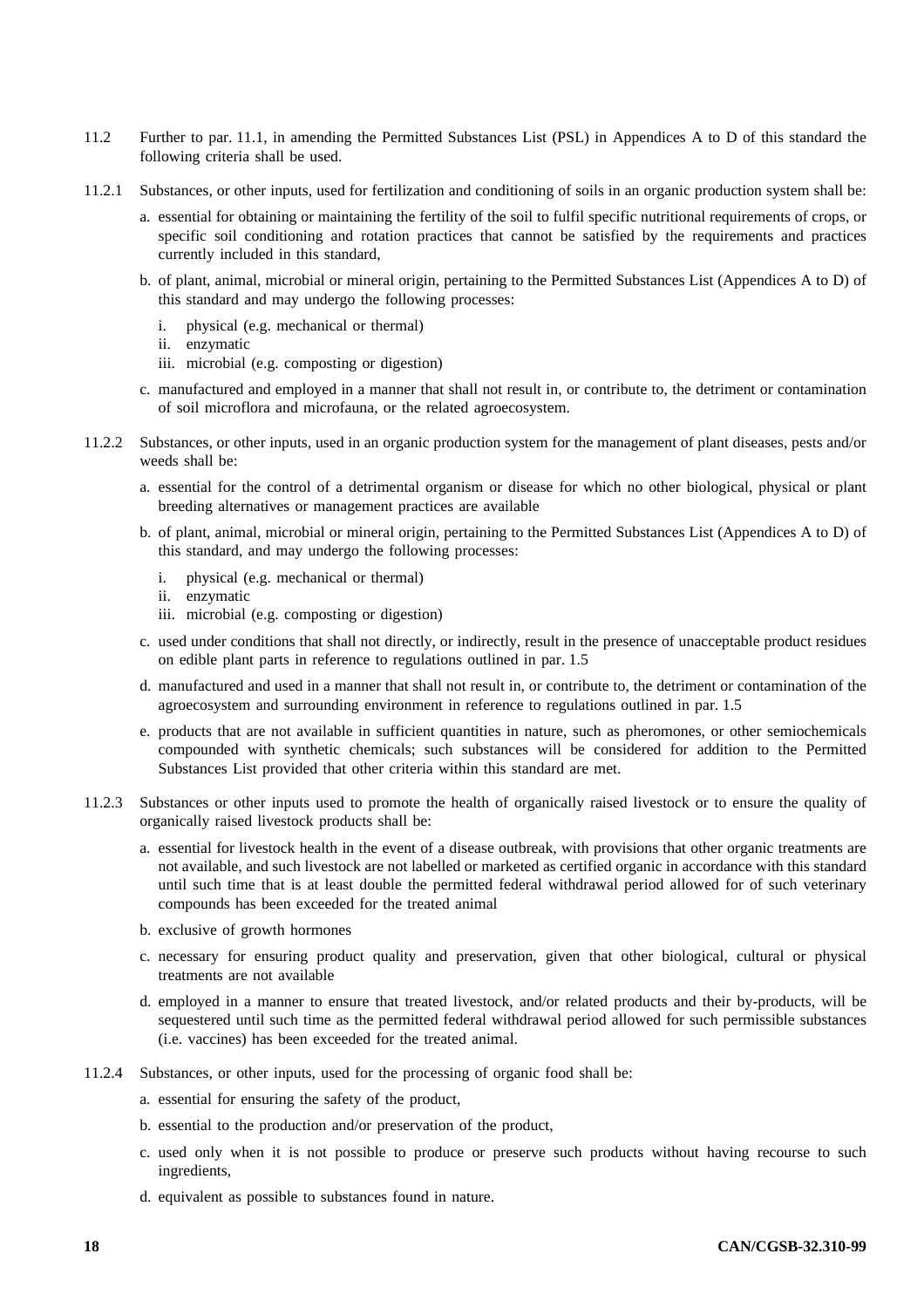11.2 Further to par. 11.1, in amending the Permitted Substances List (PSL) in Appendices A to D of this standard the following criteria shall be used.

11.2.1 Substances, or other inputs, used for fertilization and conditioning of soils in an organic production system shall be:

a. essential for obtaining or maintaining the fertility of the soil to fulfil specific nutritional requirements of crops, or specific soil conditioning and rotation practices that cannot be satisfied by the requirements and practices currently included in this standard,

b. of plant, animal, microbial or mineral origin, pertaining to the Permitted Substances List (Appendices A to D) of this standard and may undergo the following processes:

   i. physical (e.g. mechanical or thermal)
   ii. enzymatic
   iii. microbial (e.g. composting or digestion)

c. manufactured and employed in a manner that shall not result in, or contribute to, the detriment or contamination of soil microflora and microfauna, or the related agroecosystem.

11.2.2 Substances, or other inputs, used in an organic production system for the management of plant diseases, pests and/or weeds shall be:

a. essential for the control of a detrimental organism or disease for which no other biological, physical or plant breeding alternatives or management practices are available

b. of plant, animal, microbial or mineral origin, pertaining to the Permitted Substances List (Appendices A to D) of this standard, and may undergo the following processes:

   i. physical (e.g. mechanical or thermal)
   ii. enzymatic
   iii. microbial (e.g. composting or digestion)

c. used under conditions that shall not directly, or indirectly, result in the presence of unacceptable product residues on edible plant parts in reference to regulations outlined in par. 1.5

d. manufactured and used in a manner that shall not result in, or contribute to, the detriment or contamination of the agroecosystem and surrounding environment in reference to regulations outlined in par. 1.5

e. products that are not available in sufficient quantities in nature, such as pheromones, or other semiochemicals compounded with synthetic chemicals; such substances will be considered for addition to the Permitted Substances List provided that other criteria within this standard are met.

11.2.3 Substances or other inputs used to promote the health of organically raised livestock or to ensure the quality of organically raised livestock products shall be:

a. essential for livestock health in the event of a disease outbreak, with provisions that other organic treatments are not available, and such livestock are not labelled or marketed as certified organic in accordance with this standard until such time that is at least double the permitted federal withdrawal period allowed for of such veterinary compounds has been exceeded for the treated animal

b. exclusive of growth hormones

c. necessary for ensuring product quality and preservation, given that other biological, cultural or physical treatments are not available

d. employed in a manner to ensure that treated livestock, and/or related products and their by-products, will be sequestered until such time as the permitted federal withdrawal period allowed for such permissible substances (i.e. vaccines) has been exceeded for the treated animal.

11.2.4 Substances, or other inputs, used for the processing of organic food shall be:

a. essential for ensuring the safety of the product,

b. essential to the production and/or preservation of the product,

c. used only when it is not possible to produce or preserve such products without having recourse to such ingredients,

d. equivalent as possible to substances found in nature.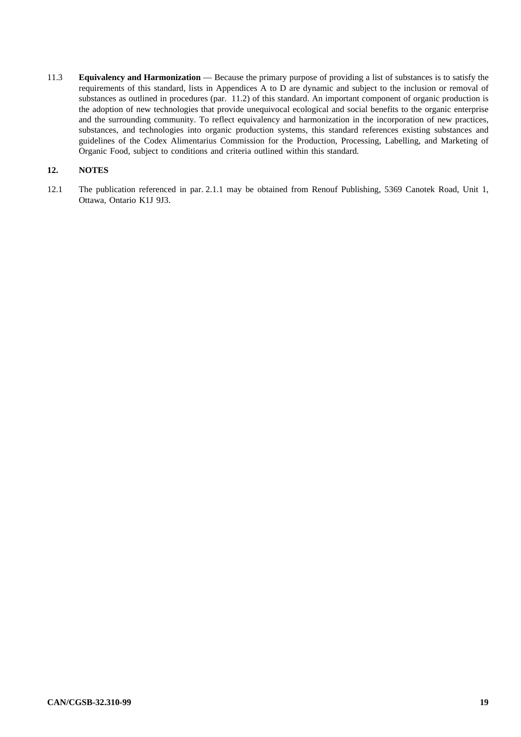11.3 **Equivalency and Harmonization** — Because the primary purpose of providing a list of substances is to satisfy the requirements of this standard, lists in Appendices A to D are dynamic and subject to the inclusion or removal of substances as outlined in procedures (par. 11.2) of this standard. An important component of organic production is the adoption of new technologies that provide unequivocal ecological and social benefits to the organic enterprise and the surrounding community. To reflect equivalency and harmonization in the incorporation of new practices, substances, and technologies into organic production systems, this standard references existing substances and guidelines of the Codex Alimentarius Commission for the Production, Processing, Labelling, and Marketing of Organic Food, subject to conditions and criteria outlined within this standard.

## 12. NOTES

12.1 The publication referenced in par. 2.1.1 may be obtained from Renouf Publishing, 5369 Canotek Road, Unit 1, Ottawa, Ontario K1J 9J3.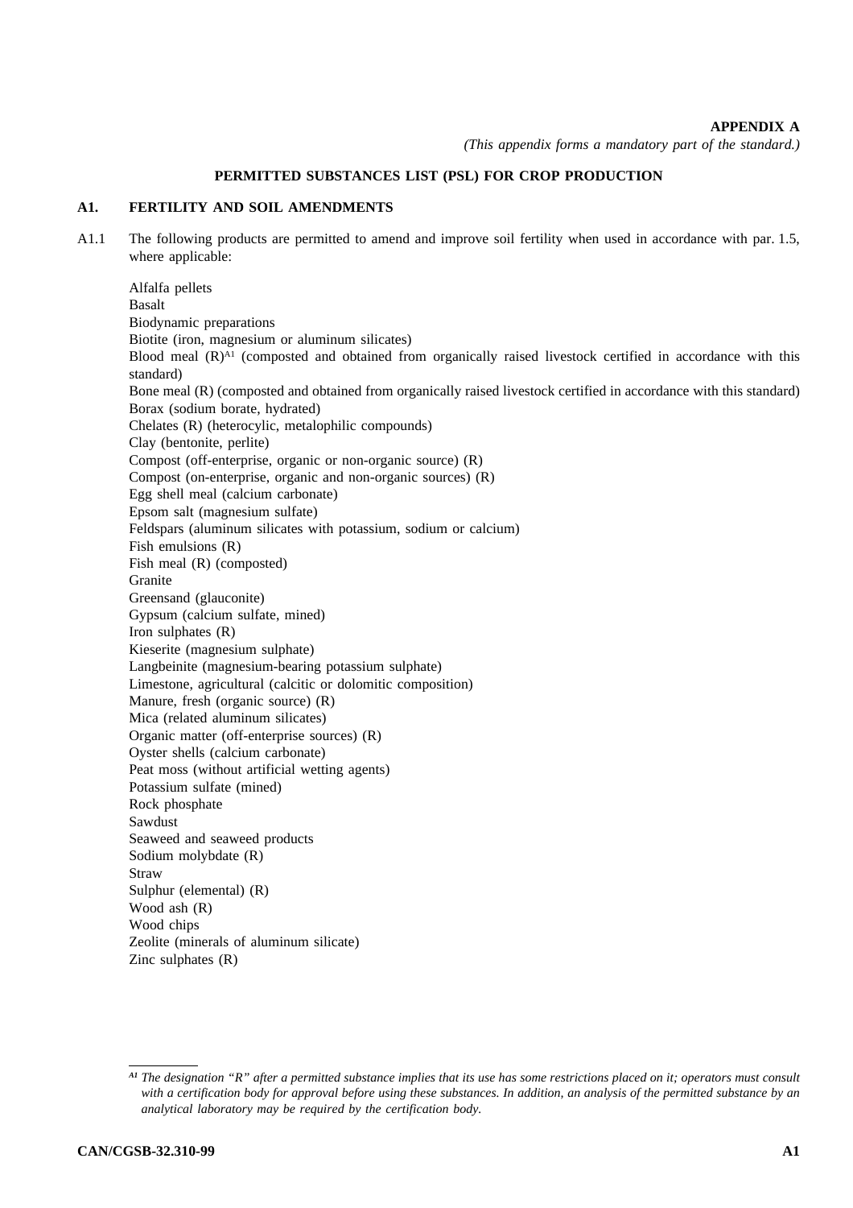**APPENDIX A**

*(This appendix forms a mandatory part of the standard.)*

## PERMITTED SUBSTANCES LIST (PSL) FOR CROP PRODUCTION

### A1. FERTILITY AND SOIL AMENDMENTS

A1.1 The following products are permitted to amend and improve soil fertility when used in accordance with par. 1.5, where applicable:

Alfalfa pellets
Basalt
Biodynamic preparations
Biotite (iron, magnesium or aluminum silicates)
Blood meal (R)[A1] (composted and obtained from organically raised livestock certified in accordance with this standard)
Bone meal (R) (composted and obtained from organically raised livestock certified in accordance with this standard)
Borax (sodium borate, hydrated)
Chelates (R) (heterocylic, metalophilic compounds)
Clay (bentonite, perlite)
Compost (off-enterprise, organic or non-organic source) (R)
Compost (on-enterprise, organic and non-organic sources) (R)
Egg shell meal (calcium carbonate)
Epsom salt (magnesium sulfate)
Feldspars (aluminum silicates with potassium, sodium or calcium)
Fish emulsions (R)
Fish meal (R) (composted)
Granite
Greensand (glauconite)
Gypsum (calcium sulfate, mined)
Iron sulphates (R)
Kieserite (magnesium sulphate)
Langbeinite (magnesium-bearing potassium sulphate)
Limestone, agricultural (calcitic or dolomitic composition)
Manure, fresh (organic source) (R)
Mica (related aluminum silicates)
Organic matter (off-enterprise sources) (R)
Oyster shells (calcium carbonate)
Peat moss (without artificial wetting agents)
Potassium sulfate (mined)
Rock phosphate
Sawdust
Seaweed and seaweed products
Sodium molybdate (R)
Straw
Sulphur (elemental) (R)
Wood ash (R)
Wood chips
Zeolite (minerals of aluminum silicate)
Zinc sulphates (R)

---

[A1] *The designation "R" after a permitted substance implies that its use has some restrictions placed on it; operators must consult with a certification body for approval before using these substances. In addition, an analysis of the permitted substance by an analytical laboratory may be required by the certification body.*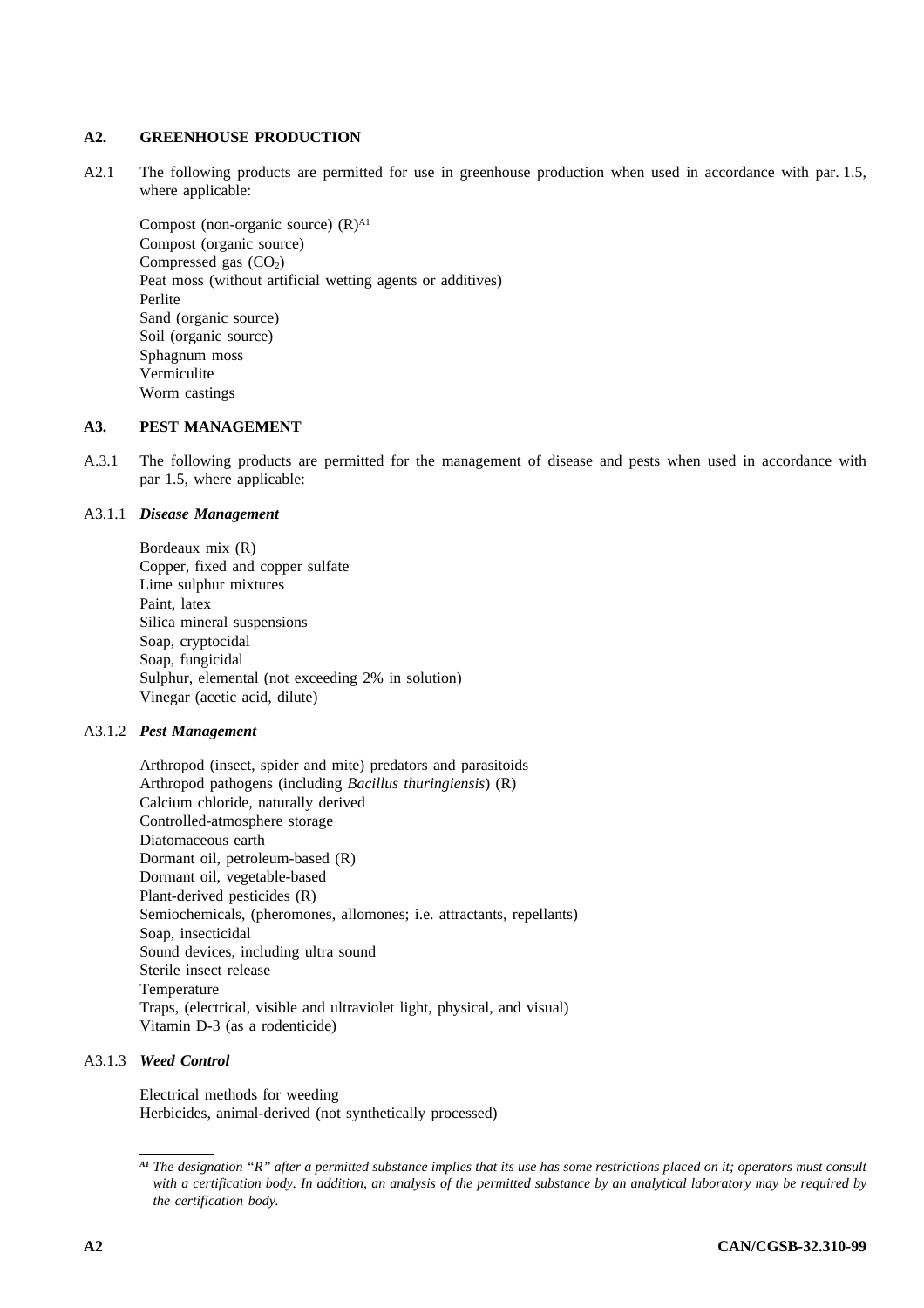## A2. GREENHOUSE PRODUCTION

A2.1 The following products are permitted for use in greenhouse production when used in accordance with par. 1.5, where applicable:

Compost (non-organic source) (R)[A1]
Compost (organic source)
Compressed gas ($CO_2$)
Peat moss (without artificial wetting agents or additives)
Perlite
Sand (organic source)
Soil (organic source)
Sphagnum moss
Vermiculite
Worm castings

## A3. PEST MANAGEMENT

A.3.1 The following products are permitted for the management of disease and pests when used in accordance with par 1.5, where applicable:

A3.1.1 ***Disease Management***

Bordeaux mix (R)
Copper, fixed and copper sulfate
Lime sulphur mixtures
Paint, latex
Silica mineral suspensions
Soap, cryptocidal
Soap, fungicidal
Sulphur, elemental (not exceeding 2% in solution)
Vinegar (acetic acid, dilute)

A3.1.2 ***Pest Management***

Arthropod (insect, spider and mite) predators and parasitoids
Arthropod pathogens (including *Bacillus thuringiensis*) (R)
Calcium chloride, naturally derived
Controlled-atmosphere storage
Diatomaceous earth
Dormant oil, petroleum-based (R)
Dormant oil, vegetable-based
Plant-derived pesticides (R)
Semiochemicals, (pheromones, allomones; i.e. attractants, repellants)
Soap, insecticidal
Sound devices, including ultra sound
Sterile insect release
Temperature
Traps, (electrical, visible and ultraviolet light, physical, and visual)
Vitamin D-3 (as a rodenticide)

A3.1.3 ***Weed Control***

Electrical methods for weeding
Herbicides, animal-derived (not synthetically processed)

---

*[A1] The designation "R" after a permitted substance implies that its use has some restrictions placed on it; operators must consult with a certification body. In addition, an analysis of the permitted substance by an analytical laboratory may be required by the certification body.*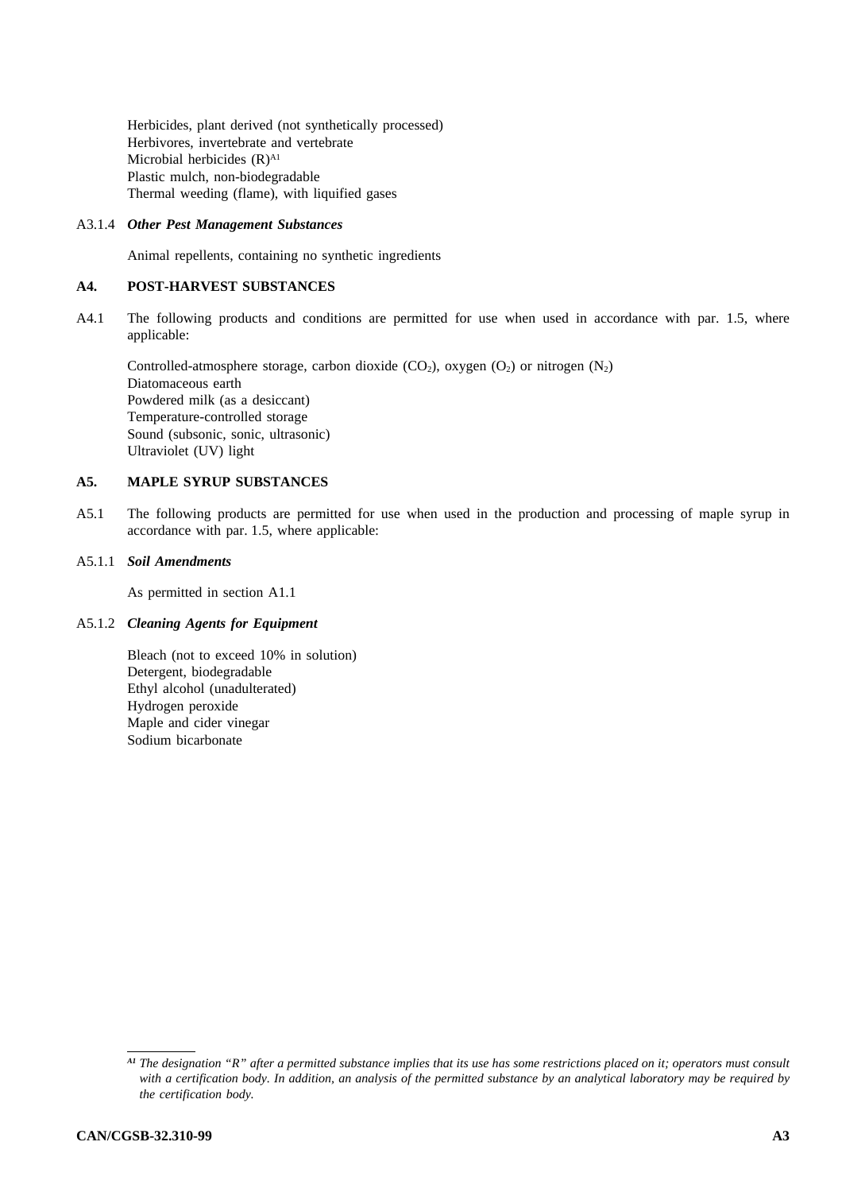Herbicides, plant derived (not synthetically processed)
Herbivores, invertebrate and vertebrate
Microbial herbicides (R)[A1]
Plastic mulch, non-biodegradable
Thermal weeding (flame), with liquified gases

A3.1.4 ***Other Pest Management Substances***

Animal repellents, containing no synthetic ingredients

## A4. POST-HARVEST SUBSTANCES

A4.1 The following products and conditions are permitted for use when used in accordance with par. 1.5, where applicable:

Controlled-atmosphere storage, carbon dioxide ($CO_2$), oxygen ($O_2$) or nitrogen ($N_2$)
Diatomaceous earth
Powdered milk (as a desiccant)
Temperature-controlled storage
Sound (subsonic, sonic, ultrasonic)
Ultraviolet (UV) light

## A5. MAPLE SYRUP SUBSTANCES

A5.1 The following products are permitted for use when used in the production and processing of maple syrup in accordance with par. 1.5, where applicable:

A5.1.1 ***Soil Amendments***

As permitted in section A1.1

A5.1.2 ***Cleaning Agents for Equipment***

Bleach (not to exceed 10% in solution)
Detergent, biodegradable
Ethyl alcohol (unadulterated)
Hydrogen peroxide
Maple and cider vinegar
Sodium bicarbonate

---

*[A1] The designation "R" after a permitted substance implies that its use has some restrictions placed on it; operators must consult with a certification body. In addition, an analysis of the permitted substance by an analytical laboratory may be required by the certification body.*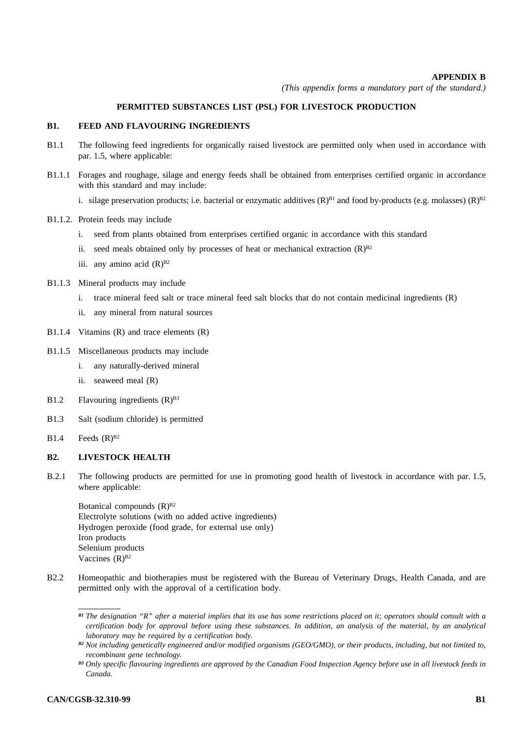**APPENDIX B**

*(This appendix forms a mandatory part of the standard.)*

## PERMITTED SUBSTANCES LIST (PSL) FOR LIVESTOCK PRODUCTION

### B1. FEED AND FLAVOURING INGREDIENTS

B1.1 The following feed ingredients for organically raised livestock are permitted only when used in accordance with par. 1.5, where applicable:

B1.1.1 Forages and roughage, silage and energy feeds shall be obtained from enterprises certified organic in accordance with this standard and may include:

i. silage preservation products; i.e. bacterial or enzymatic additives (R)[B1] and food by-products (e.g. molasses) (R)[B2]

B1.1.2. Protein feeds may include

i. seed from plants obtained from enterprises certified organic in accordance with this standard

ii. seed meals obtained only by processes of heat or mechanical extraction (R)[B2]

iii. any amino acid (R)[B2]

B1.1.3 Mineral products may include

i. trace mineral feed salt or trace mineral feed salt blocks that do not contain medicinal ingredients (R)

ii. any mineral from natural sources

B1.1.4 Vitamins (R) and trace elements (R)

B1.1.5 Miscellaneous products may include

i. any naturally-derived mineral

ii. seaweed meal (R)

B1.2 Flavouring ingredients (R)[B3]

B1.3 Salt (sodium chloride) is permitted

B1.4 Feeds (R)[B2]

### B2. LIVESTOCK HEALTH

B.2.1 The following products are permitted for use in promoting good health of livestock in accordance with par. 1.5, where applicable:

Botanical compounds (R)[B2]
Electrolyte solutions (with no added active ingredients)
Hydrogen peroxide (food grade, for external use only)
Iron products
Selenium products
Vaccines (R)[B2]

B2.2 Homeopathic and biotherapies must be registered with the Bureau of Veterinary Drugs, Health Canada, and are permitted only with the approval of a certification body.

---

*[B1] The designation "R" after a material implies that its use has some restrictions placed on it; operators should consult with a certification body for approval before using these substances. In addition, an analysis of the material, by an analytical laboratory may be required by a certification body.*

*[B2] Not including genetically engineered and/or modified organisms (GEO/GMO), or their products, including, but not limited to, recombinant gene technology.*

*[B3] Only specific flavouring ingredients are approved by the Canadian Food Inspection Agency before use in all livestock feeds in Canada.*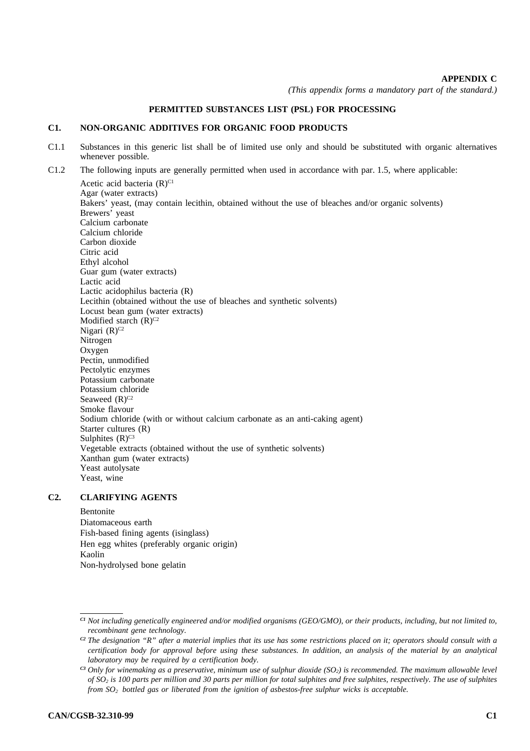**APPENDIX C**

*(This appendix forms a mandatory part of the standard.)*

**PERMITTED SUBSTANCES LIST (PSL) FOR PROCESSING**

## C1. NON-ORGANIC ADDITIVES FOR ORGANIC FOOD PRODUCTS

C1.1 Substances in this generic list shall be of limited use only and should be substituted with organic alternatives whenever possible.

C1.2 The following inputs are generally permitted when used in accordance with par. 1.5, where applicable:

Acetic acid bacteria (R)[C1]
Agar (water extracts)
Bakers' yeast, (may contain lecithin, obtained without the use of bleaches and/or organic solvents)
Brewers' yeast
Calcium carbonate
Calcium chloride
Carbon dioxide
Citric acid
Ethyl alcohol
Guar gum (water extracts)
Lactic acid
Lactic acidophilus bacteria (R)
Lecithin (obtained without the use of bleaches and synthetic solvents)
Locust bean gum (water extracts)
Modified starch (R)[C2]
Nigari (R)[C2]
Nitrogen
Oxygen
Pectin, unmodified
Pectolytic enzymes
Potassium carbonate
Potassium chloride
Seaweed (R)[C2]
Smoke flavour
Sodium chloride (with or without calcium carbonate as an anti-caking agent)
Starter cultures (R)
Sulphites (R)[C3]
Vegetable extracts (obtained without the use of synthetic solvents)
Xanthan gum (water extracts)
Yeast autolysate
Yeast, wine

## C2. CLARIFYING AGENTS

Bentonite
Diatomaceous earth
Fish-based fining agents (isinglass)
Hen egg whites (preferably organic origin)
Kaolin
Non-hydrolysed bone gelatin

---

*[C1] Not including genetically engineered and/or modified organisms (GEO/GMO), or their products, including, but not limited to, recombinant gene technology.*

*[C2] The designation "R" after a material implies that its use has some restrictions placed on it; operators should consult with a certification body for approval before using these substances. In addition, an analysis of the material by an analytical laboratory may be required by a certification body.*

*[C3] Only for winemaking as a preservative, minimum use of sulphur dioxide ($SO_2$) is recommended. The maximum allowable level of $SO_2$ is 100 parts per million and 30 parts per million for total sulphites and free sulphites, respectively. The use of sulphites from $SO_2$ bottled gas or liberated from the ignition of asbestos-free sulphur wicks is acceptable.*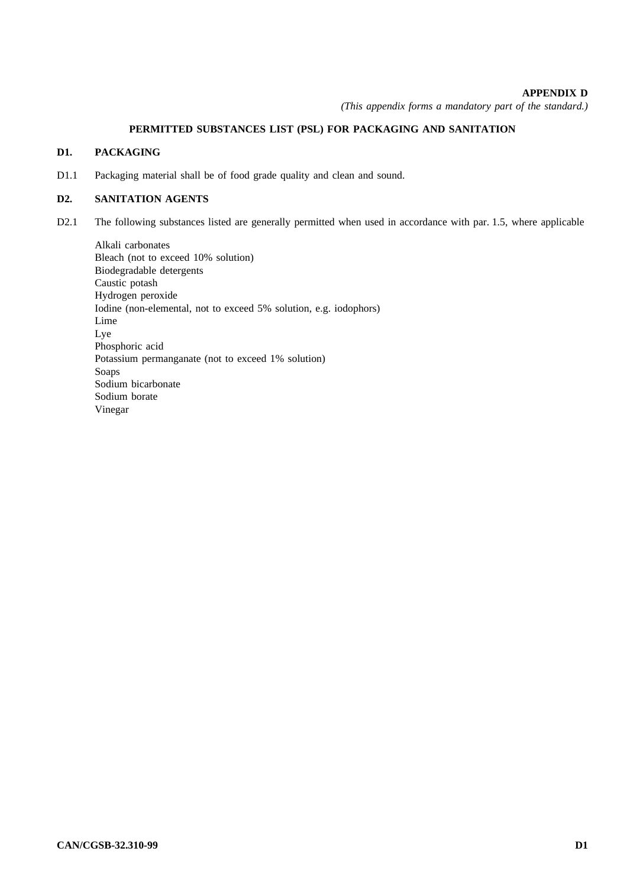**APPENDIX D**

*(This appendix forms a mandatory part of the standard.)*

## PERMITTED SUBSTANCES LIST (PSL) FOR PACKAGING AND SANITATION

### D1. PACKAGING

D1.1 Packaging material shall be of food grade quality and clean and sound.

### D2. SANITATION AGENTS

D2.1 The following substances listed are generally permitted when used in accordance with par. 1.5, where applicable

Alkali carbonates
Bleach (not to exceed 10% solution)
Biodegradable detergents
Caustic potash
Hydrogen peroxide
Iodine (non-elemental, not to exceed 5% solution, e.g. iodophors)
Lime
Lye
Phosphoric acid
Potassium permanganate (not to exceed 1% solution)
Soaps
Sodium bicarbonate
Sodium borate
Vinegar